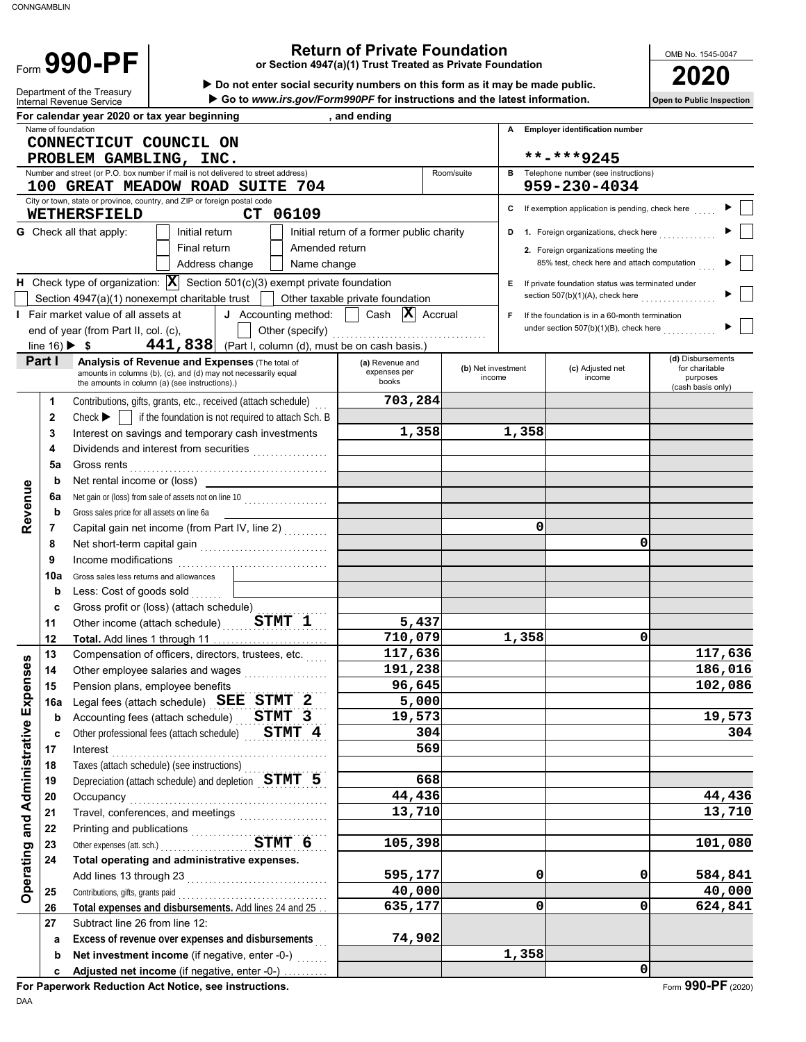CONNGAMBLIN

# Form 990-PF

## Return of Private Foundation
**or Section 4947(a)(1) Trust Treated as Private Foundation**

▶ Do not enter social security numbers on this form as it may be made public.
▶ Go to www.irs.gov/Form990PF for instructions and the latest information.

Department of the Treasury
Internal Revenue Service

OMB No. 1545-0047
**2020**
Open to Public Inspection

For calendar year 2020 or tax year beginning , and ending

Name of foundation: **CONNECTICUT COUNCIL ON PROBLEM GAMBLING, INC.**

A Employer identification number: **\*\*-\*\*\*9245**

Number and street (or P.O. box number if mail is not delivered to street address): **100 GREAT MEADOW ROAD SUITE 704**   Room/suite

B Telephone number (see instructions): **959-230-4034**

City or town, state or province, country, and ZIP or foreign postal code: **WETHERSFIELD CT 06109**

C If exemption application is pending, check here ▶ ☐

G Check all that apply: ☐ Initial return ☐ Initial return of a former public charity ☐ Final return ☐ Amended return ☐ Address change ☐ Name change

D 1. Foreign organizations, check here ▶ ☐
2. Foreign organizations meeting the 85% test, check here and attach computation ▶ ☐

H Check type of organization: ☒ Section 501(c)(3) exempt private foundation ☐ Section 4947(a)(1) nonexempt charitable trust ☐ Other taxable private foundation

E If private foundation status was terminated under section 507(b)(1)(A), check here ▶ ☐

I Fair market value of all assets at end of year (from Part II, col. (c), line 16) ▶ $ **441,838**

J Accounting method: ☐ Cash ☒ Accrual ☐ Other (specify) (Part I, column (d), must be on cash basis.)

F If the foundation is in a 60-month termination under section 507(b)(1)(B), check here ▶ ☐

### Part I Analysis of Revenue and Expenses
(The total of amounts in columns (b), (c), and (d) may not necessarily equal the amounts in column (a) (see instructions).)

| | Line | Description | (a) Revenue and expenses per books | (b) Net investment income | (c) Adjusted net income | (d) Disbursements for charitable purposes (cash basis only) |
|---|---|---|---|---|---|---|
| Revenue | 1 | Contributions, gifts, grants, etc., received (attach schedule) | 703,284 | | | |
| | 2 | Check ▶ ☐ if the foundation is not required to attach Sch. B | | | | |
| | 3 | Interest on savings and temporary cash investments | 1,358 | 1,358 | | |
| | 4 | Dividends and interest from securities | | | | |
| | 5a | Gross rents | | | | |
| | b | Net rental income or (loss) | | | | |
| | 6a | Net gain or (loss) from sale of assets not on line 10 | | | | |
| | b | Gross sales price for all assets on line 6a | | | | |
| | 7 | Capital gain net income (from Part IV, line 2) | | 0 | | |
| | 8 | Net short-term capital gain | | | 0 | |
| | 9 | Income modifications | | | | |
| | 10a | Gross sales less returns and allowances | | | | |
| | b | Less: Cost of goods sold | | | | |
| | c | Gross profit or (loss) (attach schedule) | | | | |
| | 11 | Other income (attach schedule) STMT 1 | 5,437 | | | |
| | 12 | **Total.** Add lines 1 through 11 | 710,079 | 1,358 | 0 | |
| Operating and Administrative Expenses | 13 | Compensation of officers, directors, trustees, etc. | 117,636 | | | 117,636 |
| | 14 | Other employee salaries and wages | 191,238 | | | 186,016 |
| | 15 | Pension plans, employee benefits | 96,645 | | | 102,086 |
| | 16a | Legal fees (attach schedule) SEE STMT 2 | 5,000 | | | |
| | b | Accounting fees (attach schedule) STMT 3 | 19,573 | | | 19,573 |
| | c | Other professional fees (attach schedule) STMT 4 | 304 | | | 304 |
| | 17 | Interest | 569 | | | |
| | 18 | Taxes (attach schedule) (see instructions) | | | | |
| | 19 | Depreciation (attach schedule) and depletion STMT 5 | 668 | | | |
| | 20 | Occupancy | 44,436 | | | 44,436 |
| | 21 | Travel, conferences, and meetings | 13,710 | | | 13,710 |
| | 22 | Printing and publications | | | | |
| | 23 | Other expenses (att. sch.) STMT 6 | 105,398 | | | 101,080 |
| | 24 | **Total operating and administrative expenses.** Add lines 13 through 23 | 595,177 | 0 | 0 | 584,841 |
| | 25 | Contributions, gifts, grants paid | 40,000 | | | 40,000 |
| | 26 | **Total expenses and disbursements.** Add lines 24 and 25 | 635,177 | 0 | 0 | 624,841 |
| | 27 | Subtract line 26 from line 12: | | | | |
| | a | **Excess of revenue over expenses and disbursements** | 74,902 | | | |
| | b | **Net investment income** (if negative, enter -0-) | | 1,358 | | |
| | c | **Adjusted net income** (if negative, enter -0-) | | | 0 | |

**For Paperwork Reduction Act Notice, see instructions.**

DAA

Form **990-PF** (2020)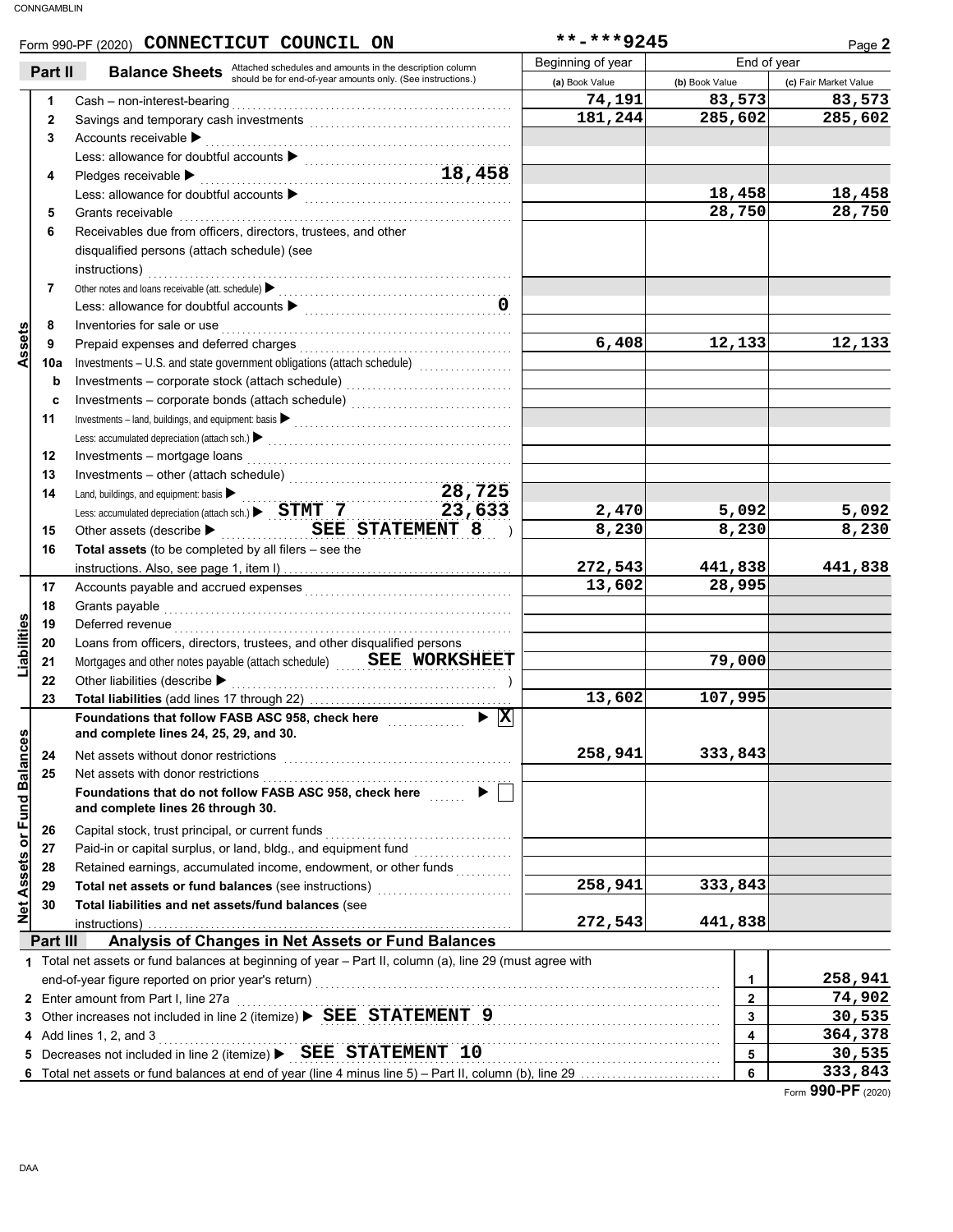Form 990-PF (2020) **CONNECTICUT COUNCIL ON** **-***9245 Page **2**

## Part II Balance Sheets

Attached schedules and amounts in the description column should be for end-of-year amounts only. (See instructions.)

| | | | Beginning of year | End of year | |
|---|---|---|---|---|---|
| | | | (a) Book Value | (b) Book Value | (c) Fair Market Value |
| **Assets** | 1 | Cash – non-interest-bearing | 74,191 | 83,573 | 83,573 |
| | 2 | Savings and temporary cash investments | 181,244 | 285,602 | 285,602 |
| | 3 | Accounts receivable ▶ | | | |
| | | Less: allowance for doubtful accounts ▶ | | | |
| | 4 | Pledges receivable ▶ 18,458 | | | |
| | | Less: allowance for doubtful accounts ▶ | | 18,458 | 18,458 |
| | 5 | Grants receivable | | 28,750 | 28,750 |
| | 6 | Receivables due from officers, directors, trustees, and other disqualified persons (attach schedule) (see instructions) | | | |
| | 7 | Other notes and loans receivable (att. schedule) ▶ | | | |
| | | Less: allowance for doubtful accounts ▶ 0 | | | |
| | 8 | Inventories for sale or use | | | |
| | 9 | Prepaid expenses and deferred charges | 6,408 | 12,133 | 12,133 |
| | 10a | Investments – U.S. and state government obligations (attach schedule) | | | |
| | b | Investments – corporate stock (attach schedule) | | | |
| | c | Investments – corporate bonds (attach schedule) | | | |
| | 11 | Investments – land, buildings, and equipment: basis ▶ | | | |
| | | Less: accumulated depreciation (attach sch.) ▶ | | | |
| | 12 | Investments – mortgage loans | | | |
| | 13 | Investments – other (attach schedule) | | | |
| | 14 | Land, buildings, and equipment: basis ▶ 28,725 | | | |
| | | Less: accumulated depreciation (attach sch.) ▶ STMT 7 23,633 | 2,470 | 5,092 | 5,092 |
| | 15 | Other assets (describe ▶ SEE STATEMENT 8 ) | 8,230 | 8,230 | 8,230 |
| | 16 | **Total assets** (to be completed by all filers – see the instructions. Also, see page 1, item I) | 272,543 | 441,838 | 441,838 |
| **Liabilities** | 17 | Accounts payable and accrued expenses | 13,602 | 28,995 | |
| | 18 | Grants payable | | | |
| | 19 | Deferred revenue | | | |
| | 20 | Loans from officers, directors, trustees, and other disqualified persons | | | |
| | 21 | Mortgages and other notes payable (attach schedule) SEE WORKSHEET | | 79,000 | |
| | 22 | Other liabilities (describe ▶ ) | | | |
| | 23 | **Total liabilities** (add lines 17 through 22) | 13,602 | 107,995 | |
| **Net Assets or Fund Balances** | | **Foundations that follow FASB ASC 958, check here** ▶ [X] **and complete lines 24, 25, 29, and 30.** | | | |
| | 24 | Net assets without donor restrictions | 258,941 | 333,843 | |
| | 25 | Net assets with donor restrictions | | | |
| | | **Foundations that do not follow FASB ASC 958, check here** ▶ [ ] **and complete lines 26 through 30.** | | | |
| | 26 | Capital stock, trust principal, or current funds | | | |
| | 27 | Paid-in or capital surplus, or land, bldg., and equipment fund | | | |
| | 28 | Retained earnings, accumulated income, endowment, or other funds | | | |
| | 29 | **Total net assets or fund balances** (see instructions) | 258,941 | 333,843 | |
| | 30 | **Total liabilities and net assets/fund balances** (see instructions) | 272,543 | 441,838 | |

## Part III Analysis of Changes in Net Assets or Fund Balances

| | | | |
|---|---|---|---|
| 1 | Total net assets or fund balances at beginning of year – Part II, column (a), line 29 (must agree with end-of-year figure reported on prior year's return) | 1 | 258,941 |
| 2 | Enter amount from Part I, line 27a | 2 | 74,902 |
| 3 | Other increases not included in line 2 (itemize) ▶ SEE STATEMENT 9 | 3 | 30,535 |
| 4 | Add lines 1, 2, and 3 | 4 | 364,378 |
| 5 | Decreases not included in line 2 (itemize) ▶ SEE STATEMENT 10 | 5 | 30,535 |
| 6 | Total net assets or fund balances at end of year (line 4 minus line 5) – Part II, column (b), line 29 | 6 | 333,843 |

Form **990-PF** (2020)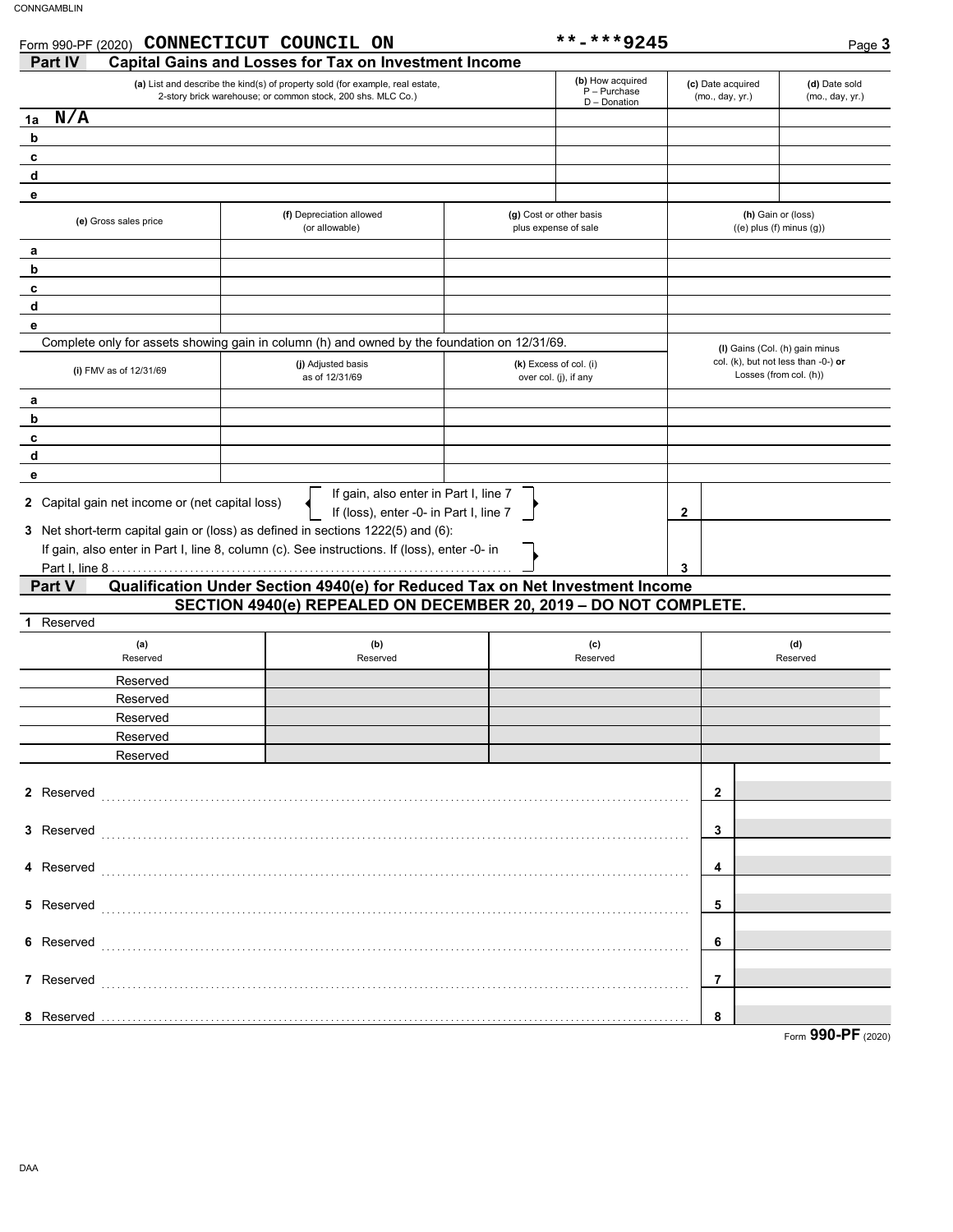Form 990-PF (2020) **CONNECTICUT COUNCIL ON** **-***9245

## Part IV Capital Gains and Losses for Tax on Investment Income

| | (a) List and describe the kind(s) of property sold (for example, real estate, 2-story brick warehouse; or common stock, 200 shs. MLC Co.) | (b) How acquired P – Purchase D – Donation | (c) Date acquired (mo., day, yr.) | (d) Date sold (mo., day, yr.) |
|---|---|---|---|---|
| 1a | N/A | | | |
| b | | | | |
| c | | | | |
| d | | | | |
| e | | | | |

| | (e) Gross sales price | (f) Depreciation allowed (or allowable) | (g) Cost or other basis plus expense of sale | (h) Gain or (loss) ((e) plus (f) minus (g)) |
|---|---|---|---|---|
| a | | | | |
| b | | | | |
| c | | | | |
| d | | | | |
| e | | | | |

Complete only for assets showing gain in column (h) and owned by the foundation on 12/31/69.

| | (i) FMV as of 12/31/69 | (j) Adjusted basis as of 12/31/69 | (k) Excess of col. (i) over col. (j), if any | (l) Gains (Col. (h) gain minus col. (k), but not less than -0-) **or** Losses (from col. (h)) |
|---|---|---|---|---|
| a | | | | |
| b | | | | |
| c | | | | |
| d | | | | |
| e | | | | |

**2** Capital gain net income or (net capital loss) — If gain, also enter in Part I, line 7; If (loss), enter -0- in Part I, line 7 ..... **2**

**3** Net short-term capital gain or (loss) as defined in sections 1222(5) and (6): If gain, also enter in Part I, line 8, column (c). See instructions. If (loss), enter -0- in Part I, line 8 ..... **3**

## Part V Qualification Under Section 4940(e) for Reduced Tax on Net Investment Income

**SECTION 4940(e) REPEALED ON DECEMBER 20, 2019 – DO NOT COMPLETE.**

**1** Reserved

| (a) Reserved | (b) Reserved | (c) Reserved | (d) Reserved |
|---|---|---|---|
| Reserved | | | |
| Reserved | | | |
| Reserved | | | |
| Reserved | | | |
| Reserved | | | |

**2** Reserved ..... **2**

**3** Reserved ..... **3**

**4** Reserved ..... **4**

**5** Reserved ..... **5**

**6** Reserved ..... **6**

**7** Reserved ..... **7**

**8** Reserved ..... **8**

Form **990-PF** (2020)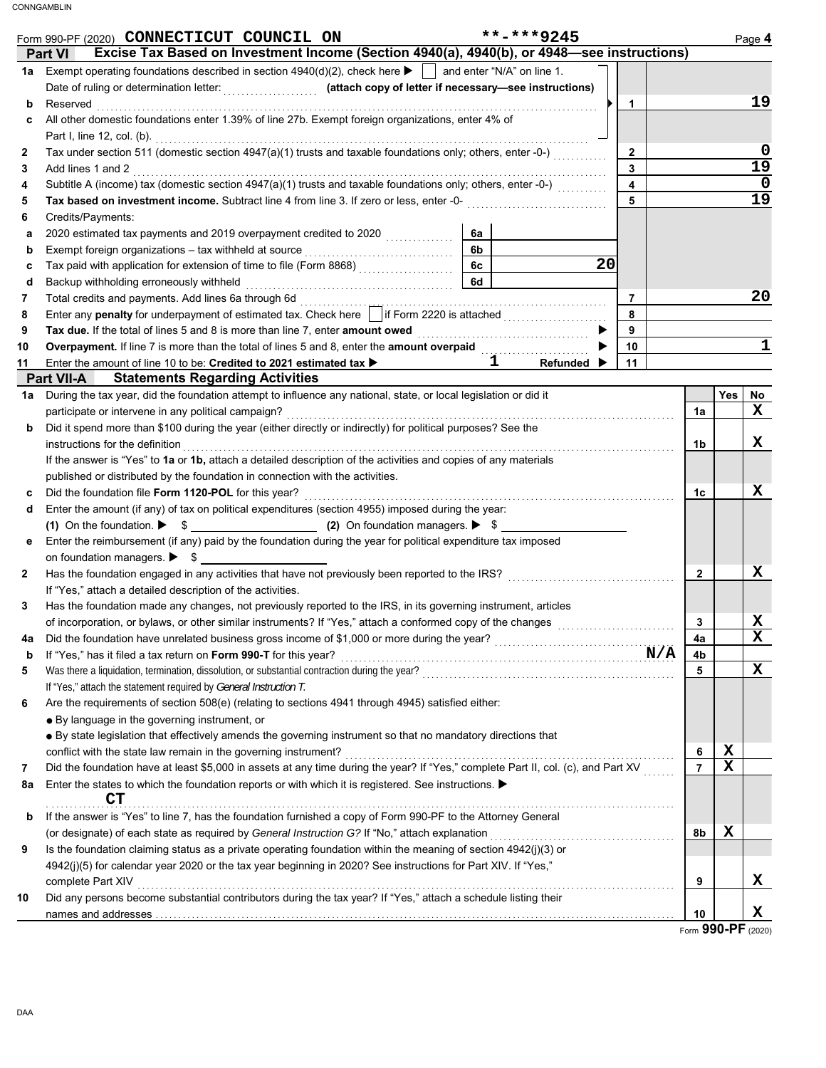Form 990-PF (2020) **CONNECTICUT COUNCIL ON** **-***9245 Page **4**

## Part VI Excise Tax Based on Investment Income (Section 4940(a), 4940(b), or 4948—see instructions)

| | | | | | |
|---|---|---|---|---|---|
| **1a** | Exempt operating foundations described in section 4940(d)(2), check here ▶ ☐ and enter "N/A" on line 1. | | | | |
| | Date of ruling or determination letter: ........ **(attach copy of letter if necessary—see instructions)** | | | | |
| **b** | Reserved | | | 1 | 19 |
| **c** | All other domestic foundations enter 1.39% of line 27b. Exempt foreign organizations, enter 4% of Part I, line 12, col. (b). | | | | |
| **2** | Tax under section 511 (domestic section 4947(a)(1) trusts and taxable foundations only; others, enter -0-) | | | 2 | 0 |
| **3** | Add lines 1 and 2 | | | 3 | 19 |
| **4** | Subtitle A (income) tax (domestic section 4947(a)(1) trusts and taxable foundations only; others, enter -0-) | | | 4 | 0 |
| **5** | **Tax based on investment income.** Subtract line 4 from line 3. If zero or less, enter -0- | | | 5 | 19 |
| **6** | Credits/Payments: | | | | |
| **a** | 2020 estimated tax payments and 2019 overpayment credited to 2020 | 6a | | | |
| **b** | Exempt foreign organizations – tax withheld at source | 6b | | | |
| **c** | Tax paid with application for extension of time to file (Form 8868) | 6c | 20 | | |
| **d** | Backup withholding erroneously withheld | 6d | | | |
| **7** | Total credits and payments. Add lines 6a through 6d | | | 7 | 20 |
| **8** | Enter any **penalty** for underpayment of estimated tax. Check here ☐ if Form 2220 is attached | | | 8 | |
| **9** | **Tax due.** If the total of lines 5 and 8 is more than line 7, enter **amount owed** ▶ | | | 9 | |
| **10** | **Overpayment.** If line 7 is more than the total of lines 5 and 8, enter the **amount overpaid** ▶ | | | 10 | 1 |
| **11** | Enter the amount of line 10 to be: **Credited to 2021 estimated tax** ▶ 1 Refunded ▶ | | | 11 | |

## Part VII-A Statements Regarding Activities

| | | | Yes | No |
|---|---|---|---|---|
| **1a** | During the tax year, did the foundation attempt to influence any national, state, or local legislation or did it participate or intervene in any political campaign? | 1a | | X |
| **b** | Did it spend more than $100 during the year (either directly or indirectly) for political purposes? See the instructions for the definition | 1b | | X |
| | If the answer is "Yes" to **1a** or **1b,** attach a detailed description of the activities and copies of any materials published or distributed by the foundation in connection with the activities. | | | |
| **c** | Did the foundation file **Form 1120-POL** for this year? | 1c | | X |
| **d** | Enter the amount (if any) of tax on political expenditures (section 4955) imposed during the year: **(1)** On the foundation. ▶ $ ______ **(2)** On foundation managers. ▶ $ ______ | | | |
| **e** | Enter the reimbursement (if any) paid by the foundation during the year for political expenditure tax imposed on foundation managers. ▶ $ ______ | | | |
| **2** | Has the foundation engaged in any activities that have not previously been reported to the IRS? If "Yes," attach a detailed description of the activities. | 2 | | X |
| **3** | Has the foundation made any changes, not previously reported to the IRS, in its governing instrument, articles of incorporation, or bylaws, or other similar instruments? If "Yes," attach a conformed copy of the changes | 3 | | X |
| **4a** | Did the foundation have unrelated business gross income of $1,000 or more during the year? | 4a | | X |
| **b** | If "Yes," has it filed a tax return on **Form 990-T** for this year? N/A | 4b | | |
| **5** | Was there a liquidation, termination, dissolution, or substantial contraction during the year? If "Yes," attach the statement required by *General Instruction T.* | 5 | | X |
| **6** | Are the requirements of section 508(e) (relating to sections 4941 through 4945) satisfied either: ● By language in the governing instrument, or ● By state legislation that effectively amends the governing instrument so that no mandatory directions that conflict with the state law remain in the governing instrument? | 6 | X | |
| **7** | Did the foundation have at least $5,000 in assets at any time during the year? If "Yes," complete Part II, col. (c), and Part XV | 7 | X | |
| **8a** | Enter the states to which the foundation reports or with which it is registered. See instructions. ▶ CT | | | |
| **b** | If the answer is "Yes" to line 7, has the foundation furnished a copy of Form 990-PF to the Attorney General (or designate) of each state as required by *General Instruction G?* If "No," attach explanation | 8b | X | |
| **9** | Is the foundation claiming status as a private operating foundation within the meaning of section 4942(j)(3) or 4942(j)(5) for calendar year 2020 or the tax year beginning in 2020? See instructions for Part XIV. If "Yes," complete Part XIV | 9 | | X |
| **10** | Did any persons become substantial contributors during the tax year? If "Yes," attach a schedule listing their names and addresses | 10 | | X |

Form **990-PF** (2020)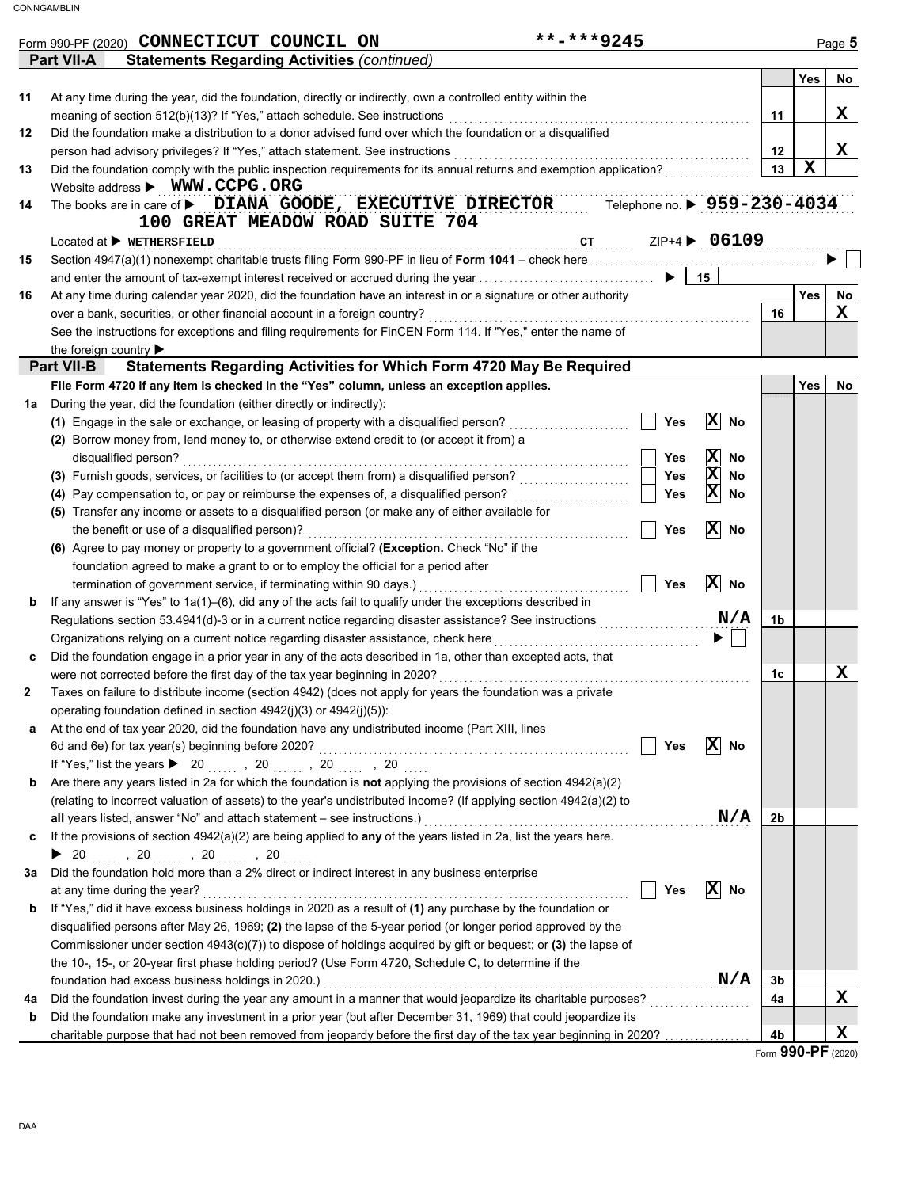Form 990-PF (2020) **CONNECTICUT COUNCIL ON** **-***9245

## Part VII-A Statements Regarding Activities *(continued)*

| | | | Yes | No |
|---|---|---|---|---|
| 11 | At any time during the year, did the foundation, directly or indirectly, own a controlled entity within the meaning of section 512(b)(13)? If "Yes," attach schedule. See instructions | 11 | | X |
| 12 | Did the foundation make a distribution to a donor advised fund over which the foundation or a disqualified person had advisory privileges? If "Yes," attach statement. See instructions | 12 | | X |
| 13 | Did the foundation comply with the public inspection requirements for its annual returns and exemption application? | 13 | X | |

Website address ▶ **WWW.CCPG.ORG**

14 The books are in care of ▶ **DIANA GOODE, EXECUTIVE DIRECTOR** Telephone no. ▶ **959-230-4034**
**100 GREAT MEADOW ROAD SUITE 704**
Located at ▶ **WETHERSFIELD** **CT** ZIP+4 ▶ **06109**

15 Section 4947(a)(1) nonexempt charitable trusts filing Form 990-PF in lieu of **Form 1041** – check here ▶ ☐
and enter the amount of tax-exempt interest received or accrued during the year ▶ | 15 |

| | | | Yes | No |
|---|---|---|---|---|
| 16 | At any time during calendar year 2020, did the foundation have an interest in or a signature or other authority over a bank, securities, or other financial account in a foreign country? See the instructions for exceptions and filing requirements for FinCEN Form 114. If "Yes," enter the name of the foreign country ▶ | 16 | | X |

## Part VII-B Statements Regarding Activities for Which Form 4720 May Be Required

**File Form 4720 if any item is checked in the "Yes" column, unless an exception applies.**

| | | | | | Yes | No |
|---|---|---|---|---|---|---|
| 1a | During the year, did the foundation (either directly or indirectly): | | | | | |
| | (1) Engage in the sale or exchange, or leasing of property with a disqualified person? | ☐ Yes | ☒ No | | | |
| | (2) Borrow money from, lend money to, or otherwise extend credit to (or accept it from) a disqualified person? | ☐ Yes | ☒ No | | | |
| | (3) Furnish goods, services, or facilities to (or accept them from) a disqualified person? | ☐ Yes | ☒ No | | | |
| | (4) Pay compensation to, or pay or reimburse the expenses of, a disqualified person? | ☐ Yes | ☒ No | | | |
| | (5) Transfer any income or assets to a disqualified person (or make any of either available for the benefit or use of a disqualified person)? | ☐ Yes | ☒ No | | | |
| | (6) Agree to pay money or property to a government official? **(Exception.** Check "No" if the foundation agreed to make a grant to or to employ the official for a period after termination of government service, if terminating within 90 days.) | ☐ Yes | ☒ No | | | |
| b | If any answer is "Yes" to 1a(1)–(6), did **any** of the acts fail to qualify under the exceptions described in Regulations section 53.4941(d)-3 or in a current notice regarding disaster assistance? See instructions | | N/A | 1b | | |
| | Organizations relying on a current notice regarding disaster assistance, check here ▶ ☐ | | | | | |
| c | Did the foundation engage in a prior year in any of the acts described in 1a, other than excepted acts, that were not corrected before the first day of the tax year beginning in 2020? | | | 1c | | X |
| 2 | Taxes on failure to distribute income (section 4942) (does not apply for years the foundation was a private operating foundation defined in section 4942(j)(3) or 4942(j)(5)): | | | | | |
| a | At the end of tax year 2020, did the foundation have any undistributed income (Part XIII, lines 6d and 6e) for tax year(s) beginning before 2020? | ☐ Yes | ☒ No | | | |
| | If "Yes," list the years ▶ 20 ..... , 20 ..... , 20 ..... , 20 ..... | | | | | |
| b | Are there any years listed in 2a for which the foundation is **not** applying the provisions of section 4942(a)(2) (relating to incorrect valuation of assets) to the year's undistributed income? (If applying section 4942(a)(2) to **all** years listed, answer "No" and attach statement – see instructions.) | | N/A | 2b | | |
| c | If the provisions of section 4942(a)(2) are being applied to **any** of the years listed in 2a, list the years here. ▶ 20 ..... , 20 ..... , 20 ..... , 20 ..... | | | | | |
| 3a | Did the foundation hold more than a 2% direct or indirect interest in any business enterprise at any time during the year? | ☐ Yes | ☒ No | | | |
| b | If "Yes," did it have excess business holdings in 2020 as a result of **(1)** any purchase by the foundation or disqualified persons after May 26, 1969; **(2)** the lapse of the 5-year period (or longer period approved by the Commissioner under section 4943(c)(7)) to dispose of holdings acquired by gift or bequest; or **(3)** the lapse of the 10-, 15-, or 20-year first phase holding period? (Use Form 4720, Schedule C, to determine if the foundation had excess business holdings in 2020.) | | N/A | 3b | | |
| 4a | Did the foundation invest during the year any amount in a manner that would jeopardize its charitable purposes? | | | 4a | | X |
| b | Did the foundation make any investment in a prior year (but after December 31, 1969) that could jeopardize its charitable purpose that had not been removed from jeopardy before the first day of the tax year beginning in 2020? | | | 4b | | X |

Form **990-PF** (2020)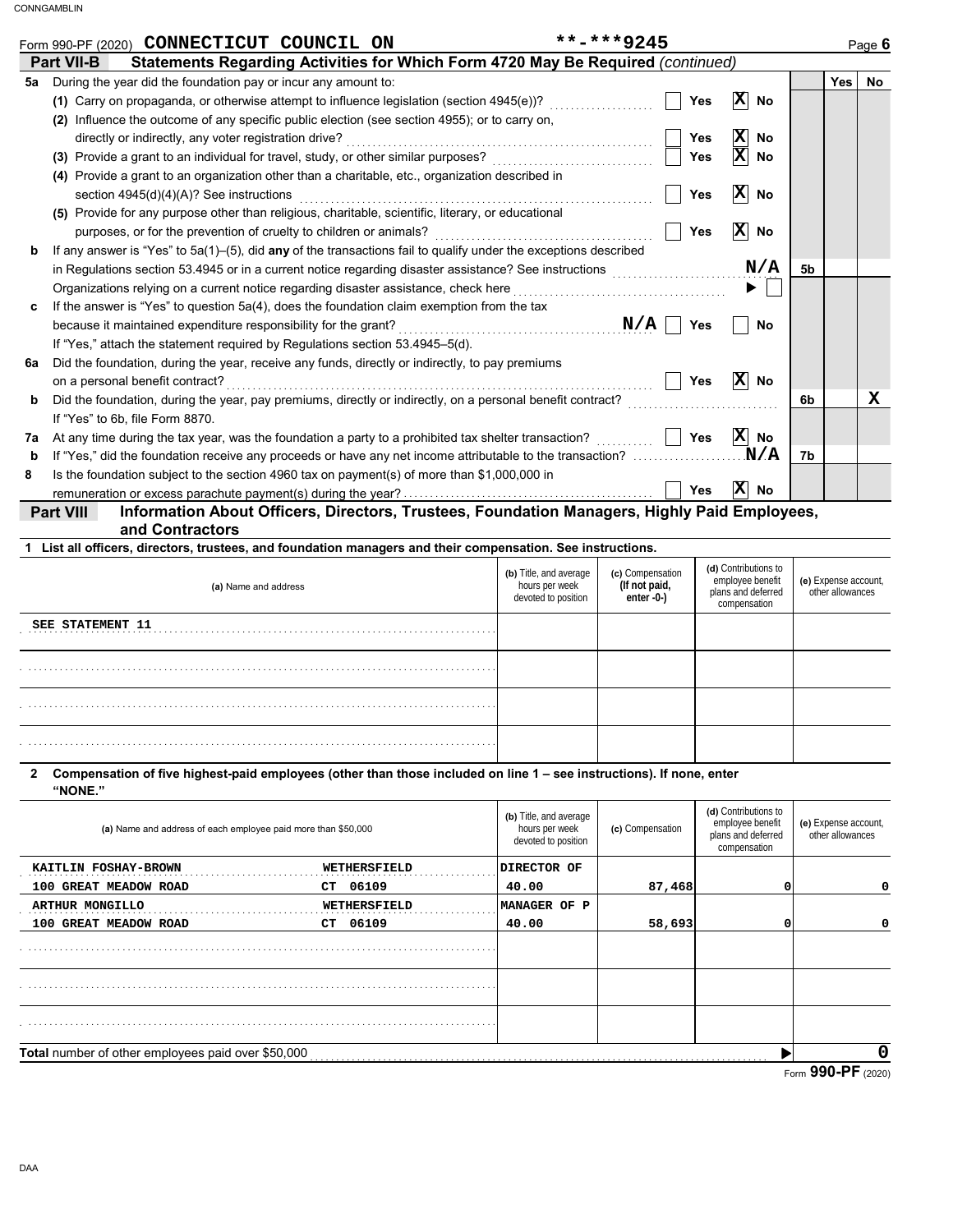Form 990-PF (2020) **CONNECTICUT COUNCIL ON** **-***9245 Page **6**

## Part VII-B Statements Regarding Activities for Which Form 4720 May Be Required *(continued)*

| | | | Yes | No |
|---|---|---|---|---|
| **5a** | During the year did the foundation pay or incur any amount to: | | | |
| | **(1)** Carry on propaganda, or otherwise attempt to influence legislation (section 4945(e))? ☐ Yes ☒ No | | | |
| | **(2)** Influence the outcome of any specific public election (see section 4955); or to carry on, directly or indirectly, any voter registration drive? ☐ Yes ☒ No | | | |
| | **(3)** Provide a grant to an individual for travel, study, or other similar purposes? ☐ Yes ☒ No | | | |
| | **(4)** Provide a grant to an organization other than a charitable, etc., organization described in section 4945(d)(4)(A)? See instructions ☐ Yes ☒ No | | | |
| | **(5)** Provide for any purpose other than religious, charitable, scientific, literary, or educational purposes, or for the prevention of cruelty to children or animals? ☐ Yes ☒ No | | | |
| **b** | If any answer is "Yes" to 5a(1)–(5), did **any** of the transactions fail to qualify under the exceptions described in Regulations section 53.4945 or in a current notice regarding disaster assistance? See instructions **N/A** | 5b | | |
| | Organizations relying on a current notice regarding disaster assistance, check here ▶ ☐ | | | |
| **c** | If the answer is "Yes" to question 5a(4), does the foundation claim exemption from the tax because it maintained expenditure responsibility for the grant? **N/A** ☐ Yes ☐ No | | | |
| | If "Yes," attach the statement required by Regulations section 53.4945–5(d). | | | |
| **6a** | Did the foundation, during the year, receive any funds, directly or indirectly, to pay premiums on a personal benefit contract? ☐ Yes ☒ No | | | |
| **b** | Did the foundation, during the year, pay premiums, directly or indirectly, on a personal benefit contract? | 6b | | X |
| | If "Yes" to 6b, file Form 8870. | | | |
| **7a** | At any time during the tax year, was the foundation a party to a prohibited tax shelter transaction? ☐ Yes ☒ No | | | |
| **b** | If "Yes," did the foundation receive any proceeds or have any net income attributable to the transaction? **N/A** | 7b | | |
| **8** | Is the foundation subject to the section 4960 tax on payment(s) of more than $1,000,000 in remuneration or excess parachute payment(s) during the year? ☐ Yes ☒ No | | | |

## Part VIII Information About Officers, Directors, Trustees, Foundation Managers, Highly Paid Employees, and Contractors

**1 List all officers, directors, trustees, and foundation managers and their compensation. See instructions.**

| (a) Name and address | (b) Title, and average hours per week devoted to position | (c) Compensation (If not paid, enter -0-) | (d) Contributions to employee benefit plans and deferred compensation | (e) Expense account, other allowances |
|---|---|---|---|---|
| SEE STATEMENT 11 | | | | |
| | | | | |
| | | | | |
| | | | | |

**2 Compensation of five highest-paid employees (other than those included on line 1 – see instructions). If none, enter "NONE."**

| (a) Name and address of each employee paid more than $50,000 | (b) Title, and average hours per week devoted to position | (c) Compensation | (d) Contributions to employee benefit plans and deferred compensation | (e) Expense account, other allowances |
|---|---|---|---|---|
| KAITLIN FOSHAY-BROWN WETHERSFIELD<br>100 GREAT MEADOW ROAD CT 06109 | DIRECTOR OF<br>40.00 | 87,468 | 0 | 0 |
| ARTHUR MONGILLO WETHERSFIELD<br>100 GREAT MEADOW ROAD CT 06109 | MANAGER OF P<br>40.00 | 58,693 | 0 | 0 |
| | | | | |
| | | | | |
| | | | | |

**Total** number of other employees paid over $50,000 ▶ **0**

Form **990-PF** (2020)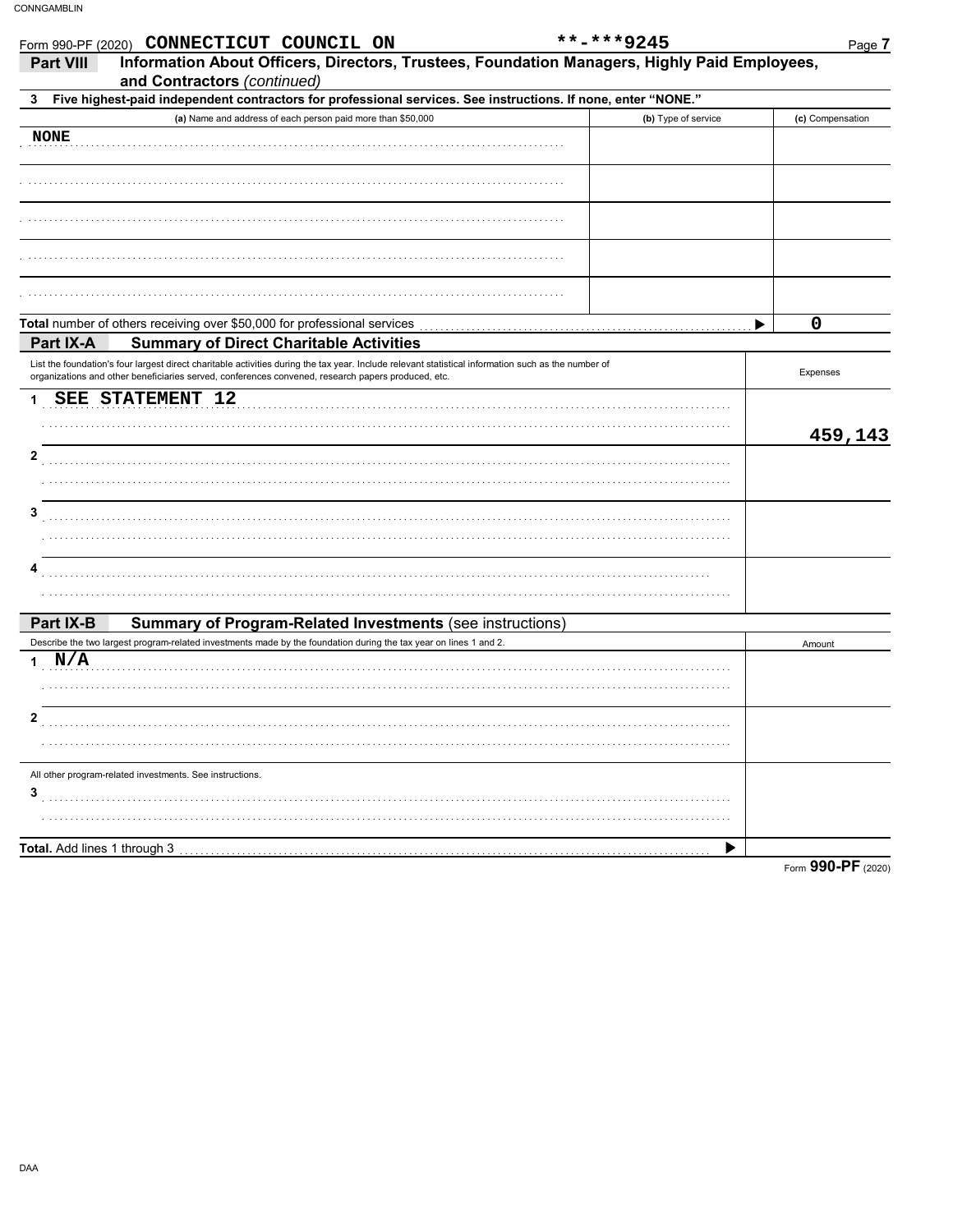Form 990-PF (2020) **CONNECTICUT COUNCIL ON** **-***9245

## Part VIII Information About Officers, Directors, Trustees, Foundation Managers, Highly Paid Employees, and Contractors *(continued)*

**3 Five highest-paid independent contractors for professional services. See instructions. If none, enter "NONE."**

| (a) Name and address of each person paid more than $50,000 | (b) Type of service | (c) Compensation |
|---|---|---|
| NONE | | |
| | | |
| | | |
| | | |
| | | |

**Total** number of others receiving over $50,000 for professional services ▶ **0**

## Part IX-A Summary of Direct Charitable Activities

| List the foundation's four largest direct charitable activities during the tax year. Include relevant statistical information such as the number of organizations and other beneficiaries served, conferences convened, research papers produced, etc. | Expenses |
|---|---|
| 1 SEE STATEMENT 12 | 459,143 |
| 2 | |
| 3 | |
| 4 | |

## Part IX-B Summary of Program-Related Investments (see instructions)

| Describe the two largest program-related investments made by the foundation during the tax year on lines 1 and 2. | Amount |
|---|---|
| 1 N/A | |
| 2 | |
| All other program-related investments. See instructions. | |
| 3 | |
| **Total.** Add lines 1 through 3 ▶ | |

Form **990-PF** (2020)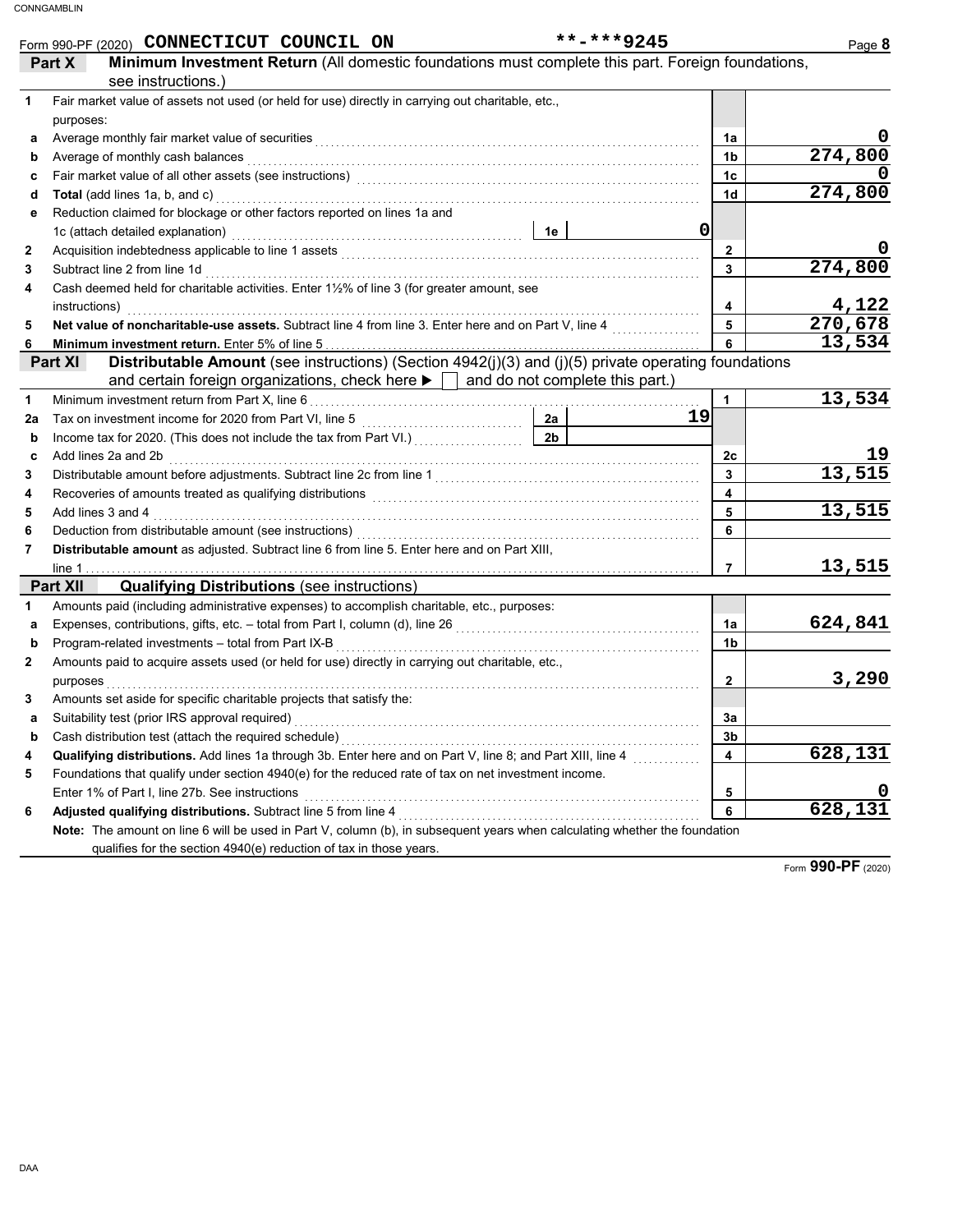Form 990-PF (2020) **CONNECTICUT COUNCIL ON** **-***9245

## Part X — Minimum Investment Return (All domestic foundations must complete this part. Foreign foundations, see instructions.)

| | | | |
|---|---|---|---|
| **1** | Fair market value of assets not used (or held for use) directly in carrying out charitable, etc., purposes: | | |
| **a** | Average monthly fair market value of securities | 1a | 0 |
| **b** | Average of monthly cash balances | 1b | 274,800 |
| **c** | Fair market value of all other assets (see instructions) | 1c | 0 |
| **d** | **Total** (add lines 1a, b, and c) | 1d | 274,800 |
| **e** | Reduction claimed for blockage or other factors reported on lines 1a and 1c (attach detailed explanation) — 1e: 0 | | |
| **2** | Acquisition indebtedness applicable to line 1 assets | 2 | 0 |
| **3** | Subtract line 2 from line 1d | 3 | 274,800 |
| **4** | Cash deemed held for charitable activities. Enter 1½% of line 3 (for greater amount, see instructions) | 4 | 4,122 |
| **5** | **Net value of noncharitable-use assets.** Subtract line 4 from line 3. Enter here and on Part V, line 4 | 5 | 270,678 |
| **6** | **Minimum investment return.** Enter 5% of line 5 | 6 | 13,534 |

## Part XI — Distributable Amount (see instructions) (Section 4942(j)(3) and (j)(5) private operating foundations and certain foreign organizations, check here ▶ ☐ and do not complete this part.)

| | | | |
|---|---|---|---|
| **1** | Minimum investment return from Part X, line 6 | 1 | 13,534 |
| **2a** | Tax on investment income for 2020 from Part VI, line 5 — 2a: 19 | | |
| **b** | Income tax for 2020. (This does not include the tax from Part VI.) — 2b: | | |
| **c** | Add lines 2a and 2b | 2c | 19 |
| **3** | Distributable amount before adjustments. Subtract line 2c from line 1 | 3 | 13,515 |
| **4** | Recoveries of amounts treated as qualifying distributions | 4 | |
| **5** | Add lines 3 and 4 | 5 | 13,515 |
| **6** | Deduction from distributable amount (see instructions) | 6 | |
| **7** | **Distributable amount** as adjusted. Subtract line 6 from line 5. Enter here and on Part XIII, line 1 | 7 | 13,515 |

## Part XII — Qualifying Distributions (see instructions)

| | | | |
|---|---|---|---|
| **1** | Amounts paid (including administrative expenses) to accomplish charitable, etc., purposes: | | |
| **a** | Expenses, contributions, gifts, etc. – total from Part I, column (d), line 26 | 1a | 624,841 |
| **b** | Program-related investments – total from Part IX-B | 1b | |
| **2** | Amounts paid to acquire assets used (or held for use) directly in carrying out charitable, etc., purposes | 2 | 3,290 |
| **3** | Amounts set aside for specific charitable projects that satisfy the: | | |
| **a** | Suitability test (prior IRS approval required) | 3a | |
| **b** | Cash distribution test (attach the required schedule) | 3b | |
| **4** | **Qualifying distributions.** Add lines 1a through 3b. Enter here and on Part V, line 8; and Part XIII, line 4 | 4 | 628,131 |
| **5** | Foundations that qualify under section 4940(e) for the reduced rate of tax on net investment income. Enter 1% of Part I, line 27b. See instructions | 5 | 0 |
| **6** | **Adjusted qualifying distributions.** Subtract line 5 from line 4 | 6 | 628,131 |

**Note:** The amount on line 6 will be used in Part V, column (b), in subsequent years when calculating whether the foundation qualifies for the section 4940(e) reduction of tax in those years.

Form **990-PF** (2020)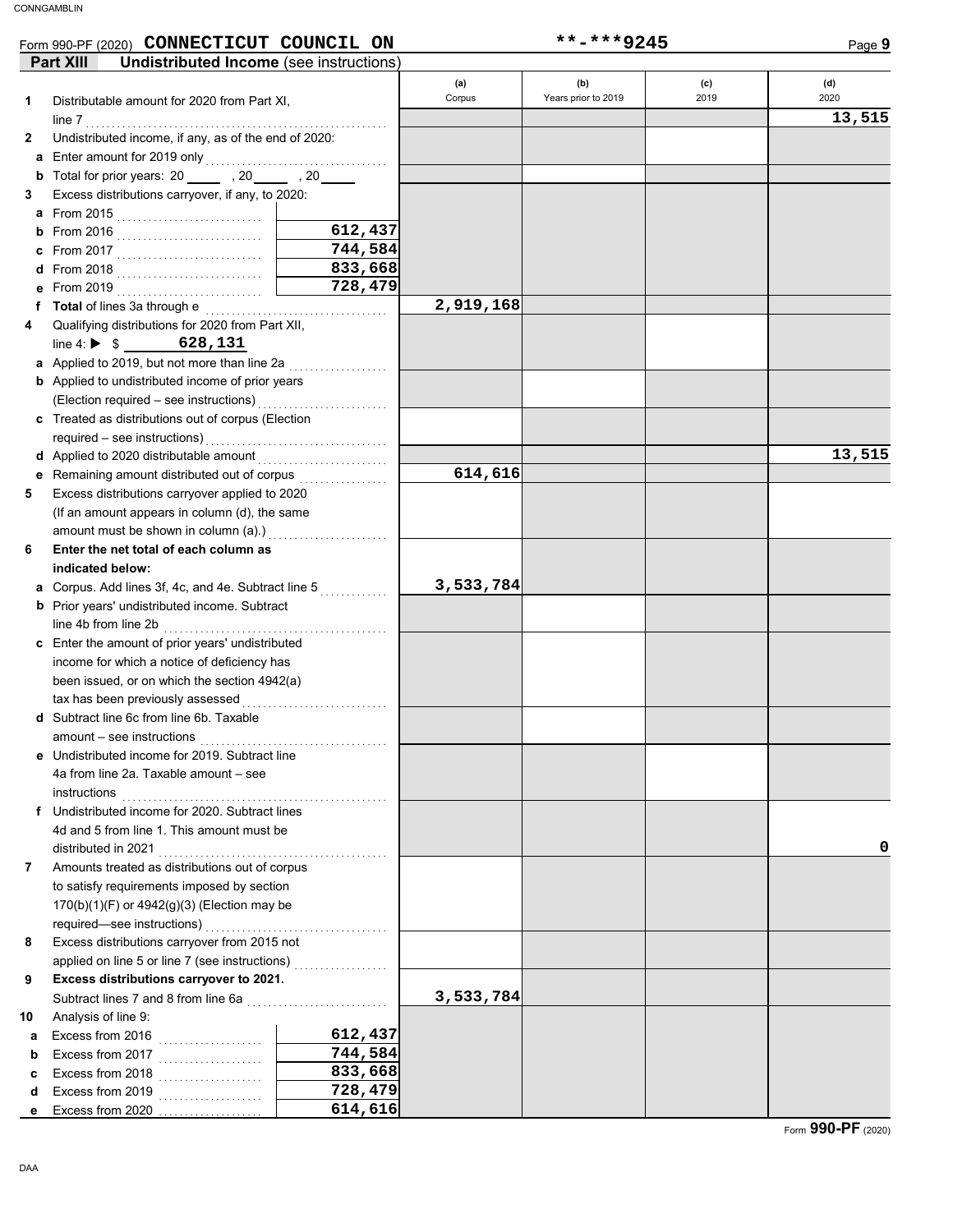Form 990-PF (2020) **CONNECTICUT COUNCIL ON** **-***9245

## Part XIII Undistributed Income (see instructions)

| | | | (a) Corpus | (b) Years prior to 2019 | (c) 2019 | (d) 2020 |
|---|---|---|---|---|---|---|
| **1** | Distributable amount for 2020 from Part XI, line 7 | | | | | **13,515** |
| **2** | Undistributed income, if any, as of the end of 2020: | | | | | |
| **a** | Enter amount for 2019 only | | | | | |
| **b** | Total for prior years: 20 ____ , 20 ____ , 20 ____ | | | | | |
| **3** | Excess distributions carryover, if any, to 2020: | | | | | |
| **a** | From 2015 | | | | | |
| **b** | From 2016 | **612,437** | | | | |
| **c** | From 2017 | **744,584** | | | | |
| **d** | From 2018 | **833,668** | | | | |
| **e** | From 2019 | **728,479** | | | | |
| **f** | **Total** of lines 3a through e | | **2,919,168** | | | |
| **4** | Qualifying distributions for 2020 from Part XII, line 4: ▶ $ **628,131** | | | | | |
| **a** | Applied to 2019, but not more than line 2a | | | | | |
| **b** | Applied to undistributed income of prior years (Election required – see instructions) | | | | | |
| **c** | Treated as distributions out of corpus (Election required – see instructions) | | | | | |
| **d** | Applied to 2020 distributable amount | | | | | **13,515** |
| **e** | Remaining amount distributed out of corpus | | **614,616** | | | |
| **5** | Excess distributions carryover applied to 2020 (If an amount appears in column (d), the same amount must be shown in column (a).) | | | | | |
| **6** | **Enter the net total of each column as indicated below:** | | | | | |
| **a** | Corpus. Add lines 3f, 4c, and 4e. Subtract line 5 | | **3,533,784** | | | |
| **b** | Prior years' undistributed income. Subtract line 4b from line 2b | | | | | |
| **c** | Enter the amount of prior years' undistributed income for which a notice of deficiency has been issued, or on which the section 4942(a) tax has been previously assessed | | | | | |
| **d** | Subtract line 6c from line 6b. Taxable amount – see instructions | | | | | |
| **e** | Undistributed income for 2019. Subtract line 4a from line 2a. Taxable amount – see instructions | | | | | |
| **f** | Undistributed income for 2020. Subtract lines 4d and 5 from line 1. This amount must be distributed in 2021 | | | | | **0** |
| **7** | Amounts treated as distributions out of corpus to satisfy requirements imposed by section 170(b)(1)(F) or 4942(g)(3) (Election may be required—see instructions) | | | | | |
| **8** | Excess distributions carryover from 2015 not applied on line 5 or line 7 (see instructions) | | | | | |
| **9** | **Excess distributions carryover to 2021.** Subtract lines 7 and 8 from line 6a | | **3,533,784** | | | |
| **10** | Analysis of line 9: | | | | | |
| **a** | Excess from 2016 | **612,437** | | | | |
| **b** | Excess from 2017 | **744,584** | | | | |
| **c** | Excess from 2018 | **833,668** | | | | |
| **d** | Excess from 2019 | **728,479** | | | | |
| **e** | Excess from 2020 | **614,616** | | | | |

Form **990-PF** (2020)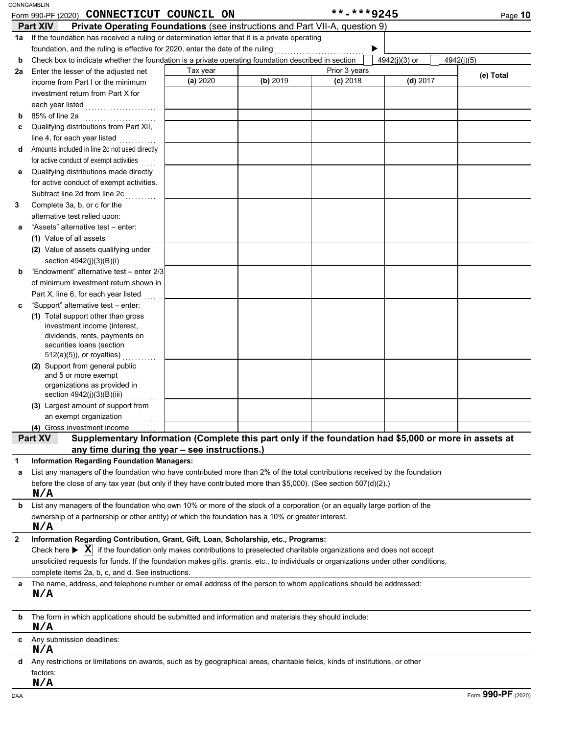Form 990-PF (2020) **CONNECTICUT COUNCIL ON** **-***9245

## Part XIV Private Operating Foundations (see instructions and Part VII-A, question 9)

**1a** If the foundation has received a ruling or determination letter that it is a private operating foundation, and the ruling is effective for 2020, enter the date of the ruling ▶

**b** Check box to indicate whether the foundation is a private operating foundation described in section ☐ 4942(j)(3) or ☐ 4942(j)(5)

| | Tax year | Prior 3 years | | | |
|---|---|---|---|---|---|
| | **(a)** 2020 | **(b)** 2019 | **(c)** 2018 | **(d)** 2017 | **(e) Total** |
| **2a** Enter the lesser of the adjusted net income from Part I or the minimum investment return from Part X for each year listed | | | | | |
| **b** 85% of line 2a | | | | | |
| **c** Qualifying distributions from Part XII, line 4, for each year listed | | | | | |
| **d** Amounts included in line 2c not used directly for active conduct of exempt activities | | | | | |
| **e** Qualifying distributions made directly for active conduct of exempt activities. Subtract line 2d from line 2c | | | | | |
| **3** Complete 3a, b, or c for the alternative test relied upon: | | | | | |
| **a** "Assets" alternative test – enter: (1) Value of all assets | | | | | |
| (2) Value of assets qualifying under section 4942(j)(3)(B)(i) | | | | | |
| **b** "Endowment" alternative test – enter 2/3 of minimum investment return shown in Part X, line 6, for each year listed | | | | | |
| **c** "Support" alternative test – enter: (1) Total support other than gross investment income (interest, dividends, rents, payments on securities loans (section 512(a)(5)), or royalties) | | | | | |
| (2) Support from general public and 5 or more exempt organizations as provided in section 4942(j)(3)(B)(iii) | | | | | |
| (3) Largest amount of support from an exempt organization | | | | | |
| (4) Gross investment income | | | | | |

## Part XV Supplementary Information (Complete this part only if the foundation had $5,000 or more in assets at any time during the year – see instructions.)

**1 Information Regarding Foundation Managers:**

**a** List any managers of the foundation who have contributed more than 2% of the total contributions received by the foundation before the close of any tax year (but only if they have contributed more than $5,000). (See section 507(d)(2).)

N/A

**b** List any managers of the foundation who own 10% or more of the stock of a corporation (or an equally large portion of the ownership of a partnership or other entity) of which the foundation has a 10% or greater interest.

N/A

**2 Information Regarding Contribution, Grant, Gift, Loan, Scholarship, etc., Programs:**

Check here ▶ ☒ if the foundation only makes contributions to preselected charitable organizations and does not accept unsolicited requests for funds. If the foundation makes gifts, grants, etc., to individuals or organizations under other conditions, complete items 2a, b, c, and d. See instructions.

**a** The name, address, and telephone number or email address of the person to whom applications should be addressed:

N/A

**b** The form in which applications should be submitted and information and materials they should include:

N/A

**c** Any submission deadlines:

N/A

**d** Any restrictions or limitations on awards, such as by geographical areas, charitable fields, kinds of institutions, or other factors:

N/A

Form **990-PF** (2020)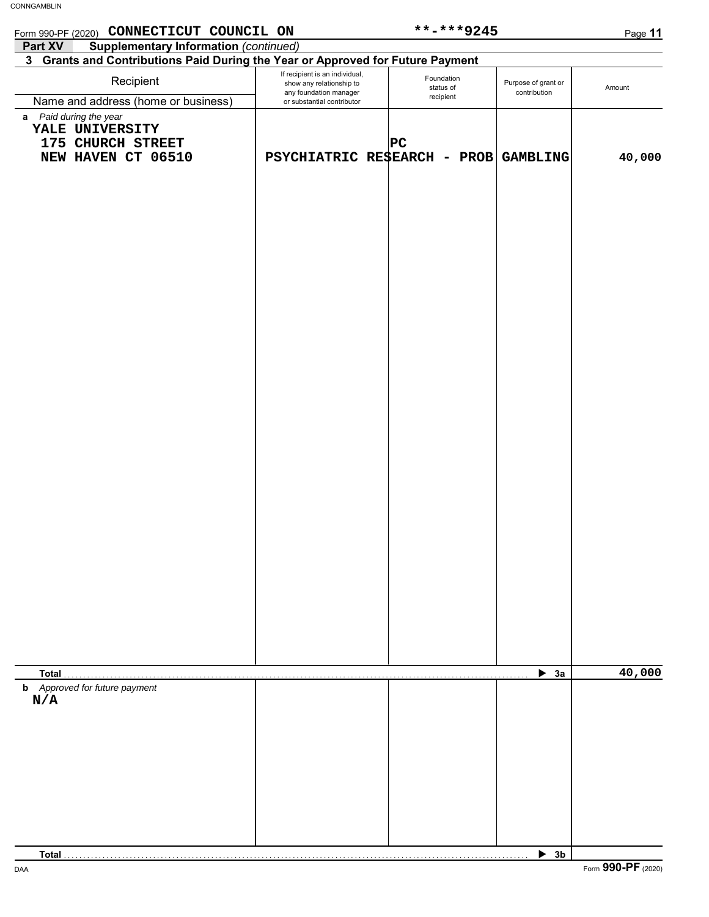Form 990-PF (2020) **CONNECTICUT COUNCIL ON** **-***9245

**Part XV Supplementary Information** *(continued)*

**3 Grants and Contributions Paid During the Year or Approved for Future Payment**

| Recipient<br>Name and address (home or business) | If recipient is an individual, show any relationship to any foundation manager or substantial contributor | Foundation status of recipient | Purpose of grant or contribution | Amount |
|---|---|---|---|---|
| **a** *Paid during the year* | | | | |
| **YALE UNIVERSITY**<br>**175 CHURCH STREET**<br>**NEW HAVEN CT 06510** | | **PC** | **PSYCHIATRIC RESEARCH - PROB GAMBLING** | **40,000** |
| **Total** | | | ▶ **3a** | **40,000** |
| **b** *Approved for future payment* | | | | |
| **N/A** | | | | |
| **Total** | | | ▶ **3b** | |

Form **990-PF** (2020)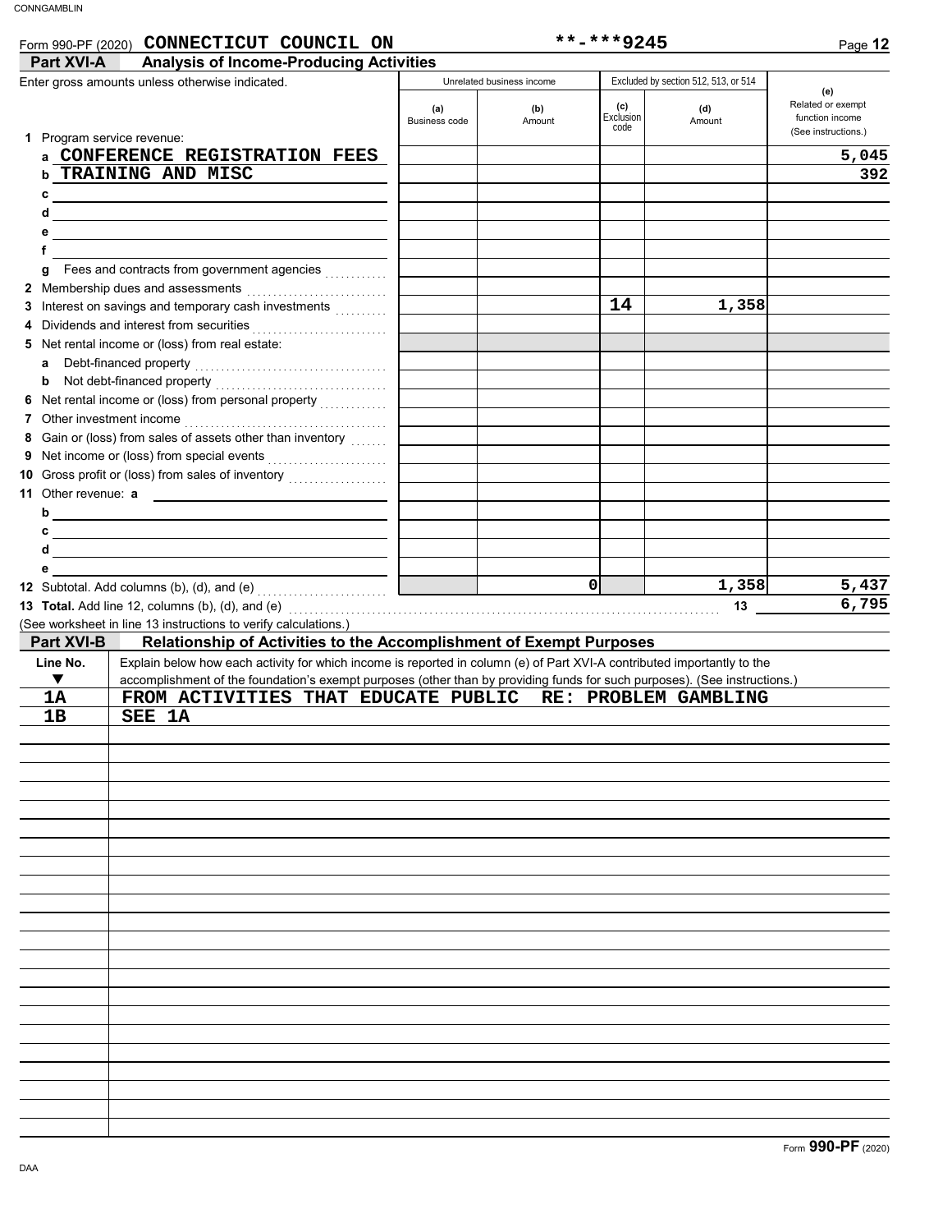Form 990-PF (2020) **CONNECTICUT COUNCIL ON** **-***9245

## Part XVI-A Analysis of Income-Producing Activities

Enter gross amounts unless otherwise indicated.

| | Unrelated business income | | Excluded by section 512, 513, or 514 | | (e) |
|---|---|---|---|---|---|
| | (a) Business code | (b) Amount | (c) Exclusion code | (d) Amount | Related or exempt function income (See instructions.) |
| **1** Program service revenue: | | | | | |
| a CONFERENCE REGISTRATION FEES | | | | | 5,045 |
| b TRAINING AND MISC | | | | | 392 |
| c | | | | | |
| d | | | | | |
| e | | | | | |
| f | | | | | |
| g Fees and contracts from government agencies | | | | | |
| **2** Membership dues and assessments | | | | | |
| **3** Interest on savings and temporary cash investments | | | 14 | 1,358 | |
| **4** Dividends and interest from securities | | | | | |
| **5** Net rental income or (loss) from real estate: | | | | | |
| a Debt-financed property | | | | | |
| b Not debt-financed property | | | | | |
| **6** Net rental income or (loss) from personal property | | | | | |
| **7** Other investment income | | | | | |
| **8** Gain or (loss) from sales of assets other than inventory | | | | | |
| **9** Net income or (loss) from special events | | | | | |
| **10** Gross profit or (loss) from sales of inventory | | | | | |
| **11** Other revenue: a | | | | | |
| b | | | | | |
| c | | | | | |
| d | | | | | |
| e | | | | | |
| **12** Subtotal. Add columns (b), (d), and (e) | | 0 | | 1,358 | 5,437 |

**13 Total.** Add line 12, columns (b), (d), and (e) ..... 13 6,795

(See worksheet in line 13 instructions to verify calculations.)

## Part XVI-B Relationship of Activities to the Accomplishment of Exempt Purposes

| Line No. ▼ | Explain below how each activity for which income is reported in column (e) of Part XVI-A contributed importantly to the accomplishment of the foundation's exempt purposes (other than by providing funds for such purposes). (See instructions.) |
|---|---|
| 1A | FROM ACTIVITIES THAT EDUCATE PUBLIC RE: PROBLEM GAMBLING |
| 1B | SEE 1A |

Form **990-PF** (2020)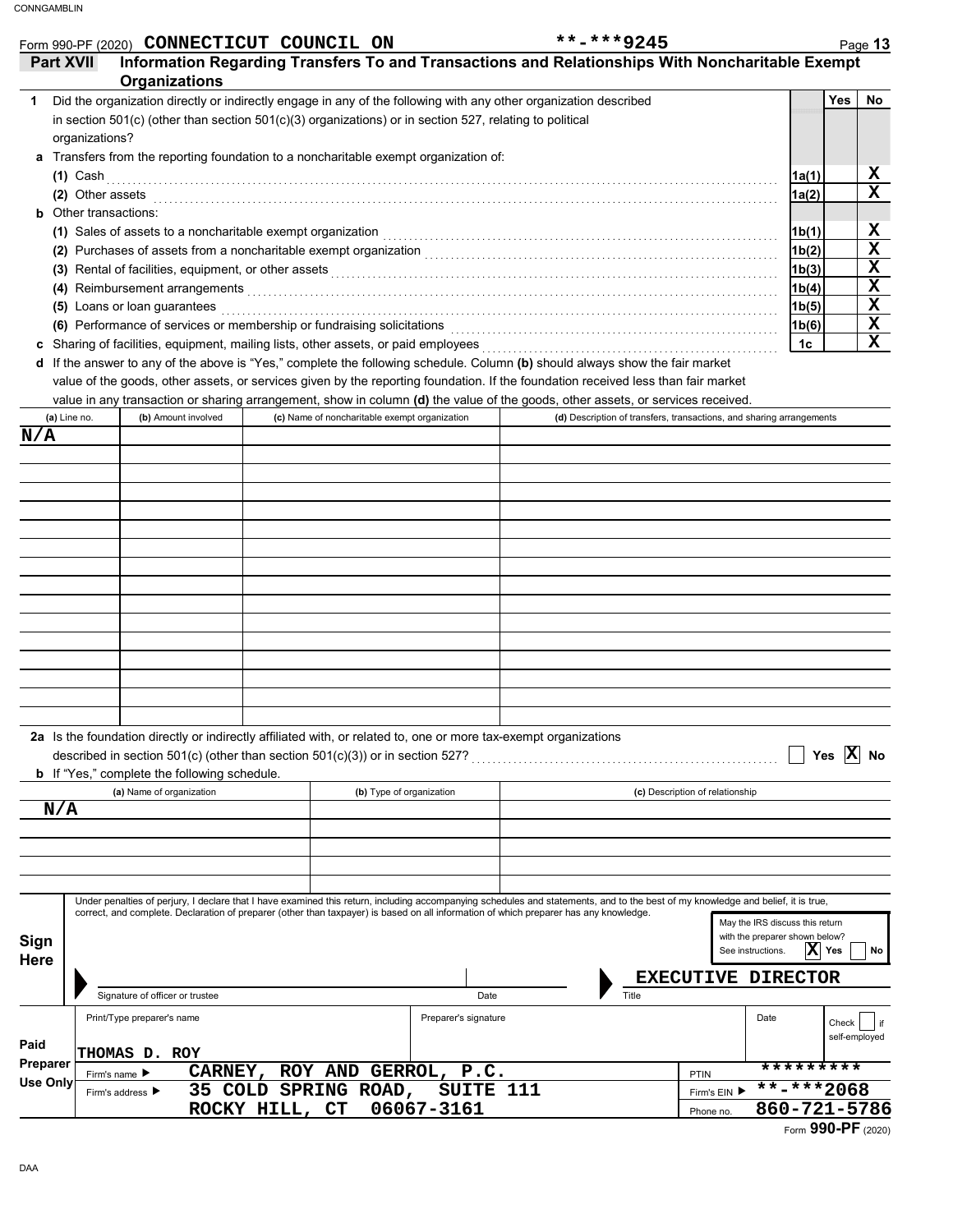CONNGAMBLIN

Form 990-PF (2020) **CONNECTICUT COUNCIL ON** **-***9245 Page **13**

## Part XVII Information Regarding Transfers To and Transactions and Relationships With Noncharitable Exempt Organizations

**1** Did the organization directly or indirectly engage in any of the following with any other organization described in section 501(c) (other than section 501(c)(3) organizations) or in section 527, relating to political organizations?

| | | | Yes | No |
|---|---|---|---|---|
| **a** | Transfers from the reporting foundation to a noncharitable exempt organization of: | | | |
| | (1) Cash | 1a(1) | | X |
| | (2) Other assets | 1a(2) | | X |
| **b** | Other transactions: | | | |
| | (1) Sales of assets to a noncharitable exempt organization | 1b(1) | | X |
| | (2) Purchases of assets from a noncharitable exempt organization | 1b(2) | | X |
| | (3) Rental of facilities, equipment, or other assets | 1b(3) | | X |
| | (4) Reimbursement arrangements | 1b(4) | | X |
| | (5) Loans or loan guarantees | 1b(5) | | X |
| | (6) Performance of services or membership or fundraising solicitations | 1b(6) | | X |
| **c** | Sharing of facilities, equipment, mailing lists, other assets, or paid employees | 1c | | X |

**d** If the answer to any of the above is "Yes," complete the following schedule. Column **(b)** should always show the fair market value of the goods, other assets, or services given by the reporting foundation. If the foundation received less than fair market value in any transaction or sharing arrangement, show in column **(d)** the value of the goods, other assets, or services received.

| (a) Line no. | (b) Amount involved | (c) Name of noncharitable exempt organization | (d) Description of transfers, transactions, and sharing arrangements |
|---|---|---|---|
| N/A | | | |

**2a** Is the foundation directly or indirectly affiliated with, or related to, one or more tax-exempt organizations described in section 501(c) (other than section 501(c)(3)) or in section 527? ☐ Yes ☒ No

**b** If "Yes," complete the following schedule.

| (a) Name of organization | (b) Type of organization | (c) Description of relationship |
|---|---|---|
| N/A | | |

**Sign Here**

Under penalties of perjury, I declare that I have examined this return, including accompanying schedules and statements, and to the best of my knowledge and belief, it is true, correct, and complete. Declaration of preparer (other than taxpayer) is based on all information of which preparer has any knowledge.

May the IRS discuss this return with the preparer shown below? See instructions. ☒ Yes ☐ No

Signature of officer or trustee | Date | Title: **EXECUTIVE DIRECTOR**

**Paid Preparer Use Only**

| Print/Type preparer's name | Preparer's signature | Date | Check ☐ if self-employed | PTIN |
|---|---|---|---|---|
| THOMAS D. ROY | | | | ********* |

Firm's name ▶ **CARNEY, ROY AND GERROL, P.C.**

Firm's EIN ▶ **-***2068

Firm's address ▶ **35 COLD SPRING ROAD, SUITE 111, ROCKY HILL, CT 06067-3161**

Phone no. **860-721-5786**

Form **990-PF** (2020)

DAA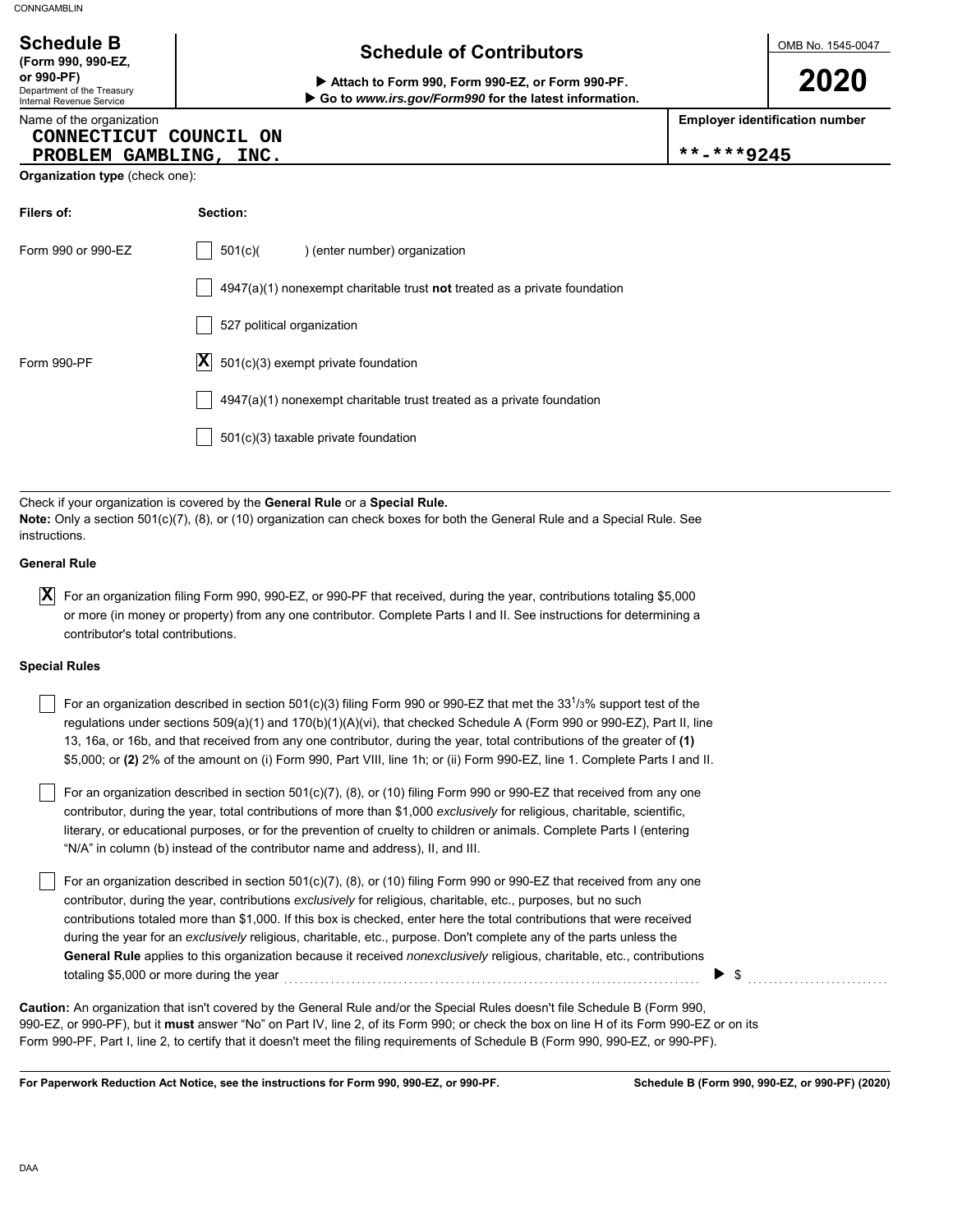# Schedule B (Form 990, 990-EZ, or 990-PF)

Department of the Treasury
Internal Revenue Service

## Schedule of Contributors

▶ Attach to Form 990, Form 990-EZ, or Form 990-PF.
▶ Go to *www.irs.gov/Form990* for the latest information.

OMB No. 1545-0047

**2020**

Name of the organization
CONNECTICUT COUNCIL ON PROBLEM GAMBLING, INC.

**Employer identification number**
**-***9245

**Organization type** (check one):

| **Filers of:** | **Section:** |
|---|---|
| Form 990 or 990-EZ | ☐ 501(c)( ) (enter number) organization |
| | ☐ 4947(a)(1) nonexempt charitable trust **not** treated as a private foundation |
| | ☐ 527 political organization |
| Form 990-PF | ☒ 501(c)(3) exempt private foundation |
| | ☐ 4947(a)(1) nonexempt charitable trust treated as a private foundation |
| | ☐ 501(c)(3) taxable private foundation |

Check if your organization is covered by the **General Rule** or a **Special Rule.**
**Note:** Only a section 501(c)(7), (8), or (10) organization can check boxes for both the General Rule and a Special Rule. See instructions.

**General Rule**

☒ For an organization filing Form 990, 990-EZ, or 990-PF that received, during the year, contributions totaling $5,000 or more (in money or property) from any one contributor. Complete Parts I and II. See instructions for determining a contributor's total contributions.

**Special Rules**

☐ For an organization described in section 501(c)(3) filing Form 990 or 990-EZ that met the $33\frac{1}{3}$% support test of the regulations under sections 509(a)(1) and 170(b)(1)(A)(vi), that checked Schedule A (Form 990 or 990-EZ), Part II, line 13, 16a, or 16b, and that received from any one contributor, during the year, total contributions of the greater of **(1)** $5,000; or **(2)** 2% of the amount on (i) Form 990, Part VIII, line 1h; or (ii) Form 990-EZ, line 1. Complete Parts I and II.

☐ For an organization described in section 501(c)(7), (8), or (10) filing Form 990 or 990-EZ that received from any one contributor, during the year, total contributions of more than $1,000 *exclusively* for religious, charitable, scientific, literary, or educational purposes, or for the prevention of cruelty to children or animals. Complete Parts I (entering "N/A" in column (b) instead of the contributor name and address), II, and III.

☐ For an organization described in section 501(c)(7), (8), or (10) filing Form 990 or 990-EZ that received from any one contributor, during the year, contributions *exclusively* for religious, charitable, etc., purposes, but no such contributions totaled more than $1,000. If this box is checked, enter here the total contributions that were received during the year for an *exclusively* religious, charitable, etc., purpose. Don't complete any of the parts unless the **General Rule** applies to this organization because it received *nonexclusively* religious, charitable, etc., contributions totaling $5,000 or more during the year ▶ $ ..........

**Caution:** An organization that isn't covered by the General Rule and/or the Special Rules doesn't file Schedule B (Form 990, 990-EZ, or 990-PF), but it **must** answer "No" on Part IV, line 2, of its Form 990; or check the box on line H of its Form 990-EZ or on its Form 990-PF, Part I, line 2, to certify that it doesn't meet the filing requirements of Schedule B (Form 990, 990-EZ, or 990-PF).

**For Paperwork Reduction Act Notice, see the instructions for Form 990, 990-EZ, or 990-PF.** **Schedule B (Form 990, 990-EZ, or 990-PF) (2020)**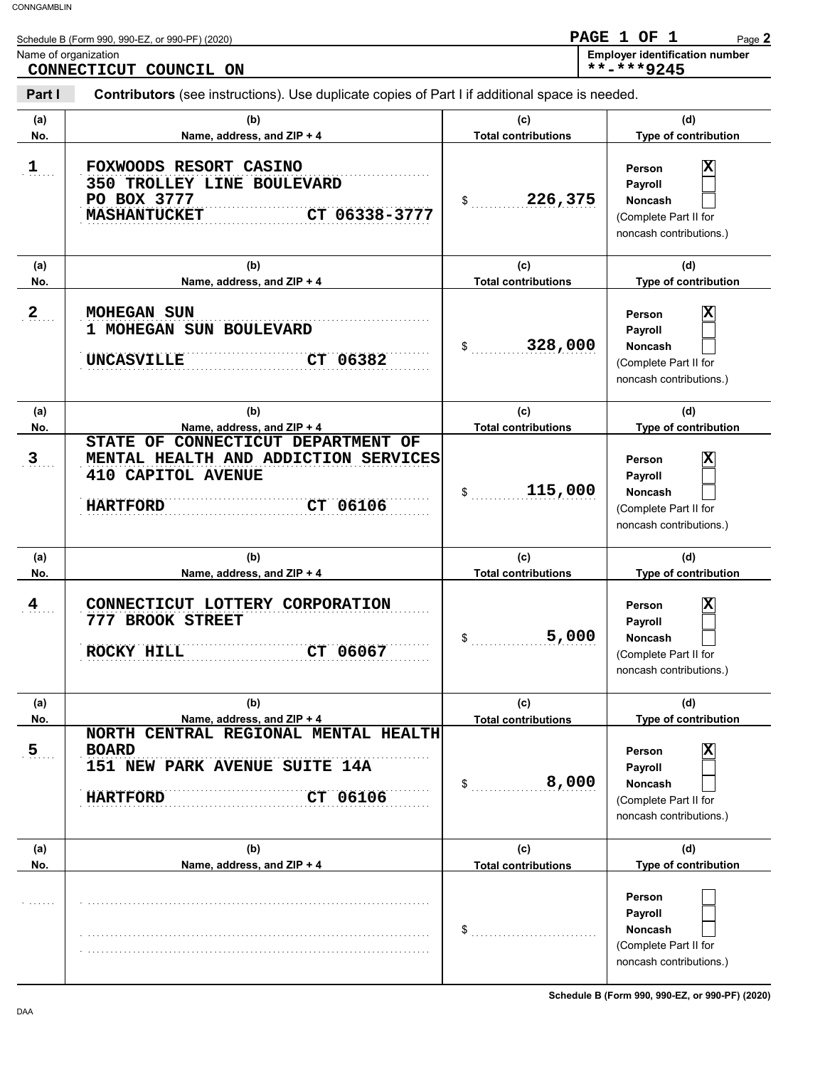Schedule B (Form 990, 990-EZ, or 990-PF) (2020)

**PAGE 1 OF 1** Page **2**

Name of organization
**CONNECTICUT COUNCIL ON**

**Employer identification number**
**\*\*-\*\*\*9245**

**Part I** **Contributors** (see instructions). Use duplicate copies of Part I if additional space is needed.

| (a) No. | (b) Name, address, and ZIP + 4 | (c) Total contributions | (d) Type of contribution |
|---|---|---|---|
| 1 | FOXWOODS RESORT CASINO<br>350 TROLLEY LINE BOULEVARD<br>PO BOX 3777<br>MASHANTUCKET CT 06338-3777 | $ 226,375 | Person [X]<br>Payroll [ ]<br>Noncash [ ]<br>(Complete Part II for noncash contributions.) |
| 2 | MOHEGAN SUN<br>1 MOHEGAN SUN BOULEVARD<br>UNCASVILLE CT 06382 | $ 328,000 | Person [X]<br>Payroll [ ]<br>Noncash [ ]<br>(Complete Part II for noncash contributions.) |
| 3 | STATE OF CONNECTICUT DEPARTMENT OF MENTAL HEALTH AND ADDICTION SERVICES<br>410 CAPITOL AVENUE<br>HARTFORD CT 06106 | $ 115,000 | Person [X]<br>Payroll [ ]<br>Noncash [ ]<br>(Complete Part II for noncash contributions.) |
| 4 | CONNECTICUT LOTTERY CORPORATION<br>777 BROOK STREET<br>ROCKY HILL CT 06067 | $ 5,000 | Person [X]<br>Payroll [ ]<br>Noncash [ ]<br>(Complete Part II for noncash contributions.) |
| 5 | NORTH CENTRAL REGIONAL MENTAL HEALTH BOARD<br>151 NEW PARK AVENUE SUITE 14A<br>HARTFORD CT 06106 | $ 8,000 | Person [X]<br>Payroll [ ]<br>Noncash [ ]<br>(Complete Part II for noncash contributions.) |
| | | $ | Person [ ]<br>Payroll [ ]<br>Noncash [ ]<br>(Complete Part II for noncash contributions.) |

Schedule B (Form 990, 990-EZ, or 990-PF) (2020)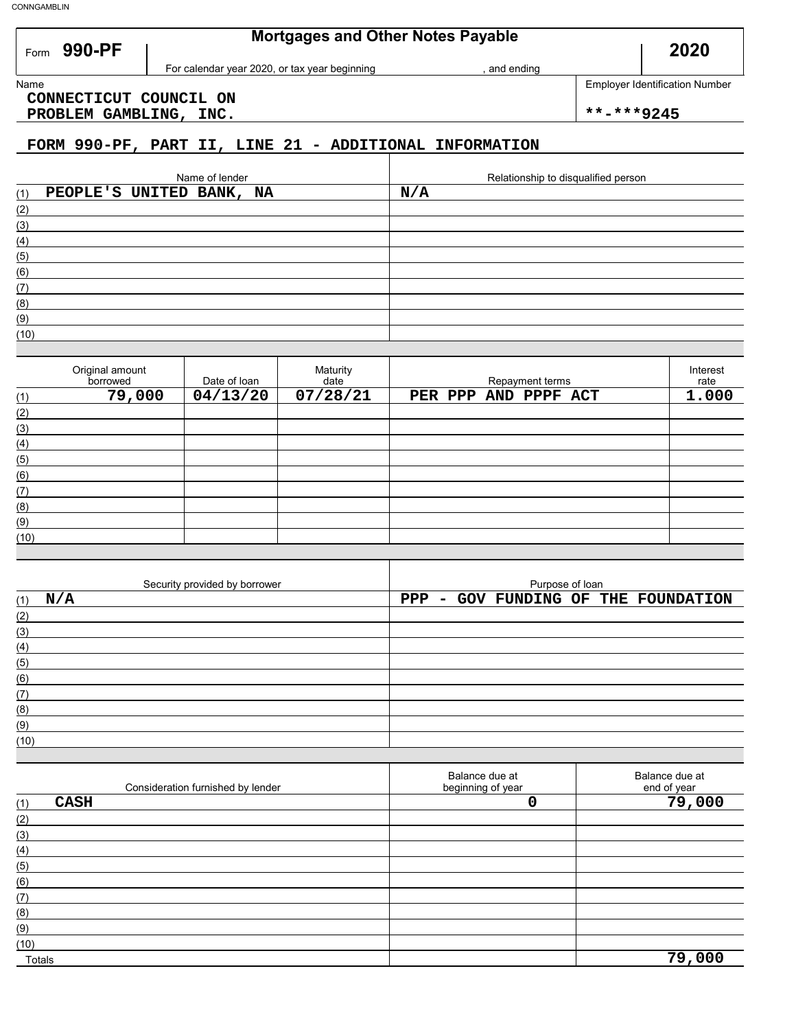CONNGAMBLIN

# Mortgages and Other Notes Payable

Form **990-PF** | **2020**

For calendar year 2020, or tax year beginning , and ending

| Name | Employer Identification Number |
|---|---|
| CONNECTICUT COUNCIL ON PROBLEM GAMBLING, INC. | **-***9245 |

## FORM 990-PF, PART II, LINE 21 - ADDITIONAL INFORMATION

| | Name of lender | Relationship to disqualified person |
|---|---|---|
| (1) | PEOPLE'S UNITED BANK, NA | N/A |
| (2) | | |
| (3) | | |
| (4) | | |
| (5) | | |
| (6) | | |
| (7) | | |
| (8) | | |
| (9) | | |
| (10) | | |

| | Original amount borrowed | Date of loan | Maturity date | Repayment terms | Interest rate |
|---|---|---|---|---|---|
| (1) | 79,000 | 04/13/20 | 07/28/21 | PER PPP AND PPPF ACT | 1.000 |
| (2) | | | | | |
| (3) | | | | | |
| (4) | | | | | |
| (5) | | | | | |
| (6) | | | | | |
| (7) | | | | | |
| (8) | | | | | |
| (9) | | | | | |
| (10) | | | | | |

| | Security provided by borrower | Purpose of loan |
|---|---|---|
| (1) | N/A | PPP - GOV FUNDING OF THE FOUNDATION |
| (2) | | |
| (3) | | |
| (4) | | |
| (5) | | |
| (6) | | |
| (7) | | |
| (8) | | |
| (9) | | |
| (10) | | |

| | Consideration furnished by lender | Balance due at beginning of year | Balance due at end of year |
|---|---|---|---|
| (1) | CASH | 0 | 79,000 |
| (2) | | | |
| (3) | | | |
| (4) | | | |
| (5) | | | |
| (6) | | | |
| (7) | | | |
| (8) | | | |
| (9) | | | |
| (10) | | | |
| Totals | | | 79,000 |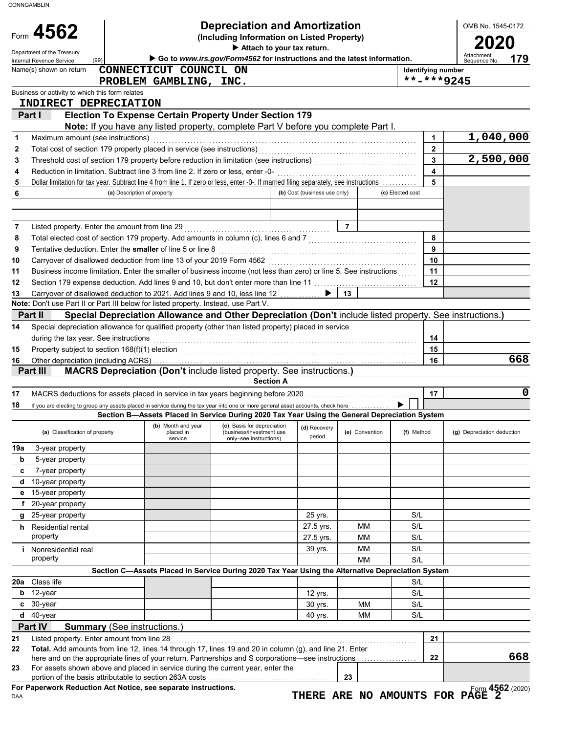CONNGAMBLIN

# Form 4562 — Depreciation and Amortization

**(Including Information on Listed Property)**

▶ Attach to your tax return.

▶ Go to *www.irs.gov/Form4562* for instructions and the latest information.

Department of the Treasury
Internal Revenue Service (99)

OMB No. 1545-0172

**2020**

Attachment Sequence No. **179**

Name(s) shown on return: **CONNECTICUT COUNCIL ON PROBLEM GAMBLING, INC.**

Identifying number: **\*\*-\*\*\*9245**

Business or activity to which this form relates: **INDIRECT DEPRECIATION**

## Part I — Election To Expense Certain Property Under Section 179

**Note:** If you have any listed property, complete Part V before you complete Part I.

| Line | Description | | Amount |
|---|---|---|---|
| 1 | Maximum amount (see instructions) | 1 | 1,040,000 |
| 2 | Total cost of section 179 property placed in service (see instructions) | 2 | |
| 3 | Threshold cost of section 179 property before reduction in limitation (see instructions) | 3 | 2,590,000 |
| 4 | Reduction in limitation. Subtract line 3 from line 2. If zero or less, enter -0- | 4 | |
| 5 | Dollar limitation for tax year. Subtract line 4 from line 1. If zero or less, enter -0-. If married filing separately, see instructions | 5 | |

| 6 | (a) Description of property | (b) Cost (business use only) | (c) Elected cost |
|---|---|---|---|
| | | | |

| Line | Description | | Amount |
|---|---|---|---|
| 7 | Listed property. Enter the amount from line 29 | 7 | |
| 8 | Total elected cost of section 179 property. Add amounts in column (c), lines 6 and 7 | 8 | |
| 9 | Tentative deduction. Enter the **smaller** of line 5 or line 8 | 9 | |
| 10 | Carryover of disallowed deduction from line 13 of your 2019 Form 4562 | 10 | |
| 11 | Business income limitation. Enter the smaller of business income (not less than zero) or line 5. See instructions | 11 | |
| 12 | Section 179 expense deduction. Add lines 9 and 10, but don't enter more than line 11 | 12 | |
| 13 | Carryover of disallowed deduction to 2021. Add lines 9 and 10, less line 12 ▶ | 13 | |

**Note:** Don't use Part II or Part III below for listed property. Instead, use Part V.

## Part II — Special Depreciation Allowance and Other Depreciation (Don't include listed property. See instructions.)

| Line | Description | | Amount |
|---|---|---|---|
| 14 | Special depreciation allowance for qualified property (other than listed property) placed in service during the tax year. See instructions | 14 | |
| 15 | Property subject to section 168(f)(1) election | 15 | |
| 16 | Other depreciation (including ACRS) | 16 | 668 |

## Part III — MACRS Depreciation (Don't include listed property. See instructions.)

### Section A

| Line | Description | | Amount |
|---|---|---|---|
| 17 | MACRS deductions for assets placed in service in tax years beginning before 2020 | 17 | 0 |
| 18 | If you are electing to group any assets placed in service during the tax year into one or more general asset accounts, check here ▶ ☐ | | |

### Section B—Assets Placed in Service During 2020 Tax Year Using the General Depreciation System

| (a) Classification of property | (b) Month and year placed in service | (c) Basis for depreciation (business/investment use only—see instructions) | (d) Recovery period | (e) Convention | (f) Method | (g) Depreciation deduction |
|---|---|---|---|---|---|---|
| 19a 3-year property | | | | | | |
| b 5-year property | | | | | | |
| c 7-year property | | | | | | |
| d 10-year property | | | | | | |
| e 15-year property | | | | | | |
| f 20-year property | | | | | | |
| g 25-year property | | | 25 yrs. | | S/L | |
| h Residential rental property | | | 27.5 yrs. | MM | S/L | |
| | | | 27.5 yrs. | MM | S/L | |
| i Nonresidential real property | | | 39 yrs. | MM | S/L | |
| | | | | MM | S/L | |

### Section C—Assets Placed in Service During 2020 Tax Year Using the Alternative Depreciation System

| (a) Classification of property | (b) Month and year placed in service | (c) Basis for depreciation | (d) Recovery period | (e) Convention | (f) Method | (g) Depreciation deduction |
|---|---|---|---|---|---|---|
| 20a Class life | | | | | S/L | |
| b 12-year | | | 12 yrs. | | S/L | |
| c 30-year | | | 30 yrs. | MM | S/L | |
| d 40-year | | | 40 yrs. | MM | S/L | |

## Part IV — Summary (See instructions.)

| Line | Description | | Amount |
|---|---|---|---|
| 21 | Listed property. Enter amount from line 28 | 21 | |
| 22 | **Total.** Add amounts from line 12, lines 14 through 17, lines 19 and 20 in column (g), and line 21. Enter here and on the appropriate lines of your return. Partnerships and S corporations—see instructions | 22 | 668 |
| 23 | For assets shown above and placed in service during the current year, enter the portion of the basis attributable to section 263A costs | 23 | |

**For Paperwork Reduction Act Notice, see separate instructions.**

DAA

**THERE ARE NO AMOUNTS FOR PAGE 2**

Form **4562** (2020)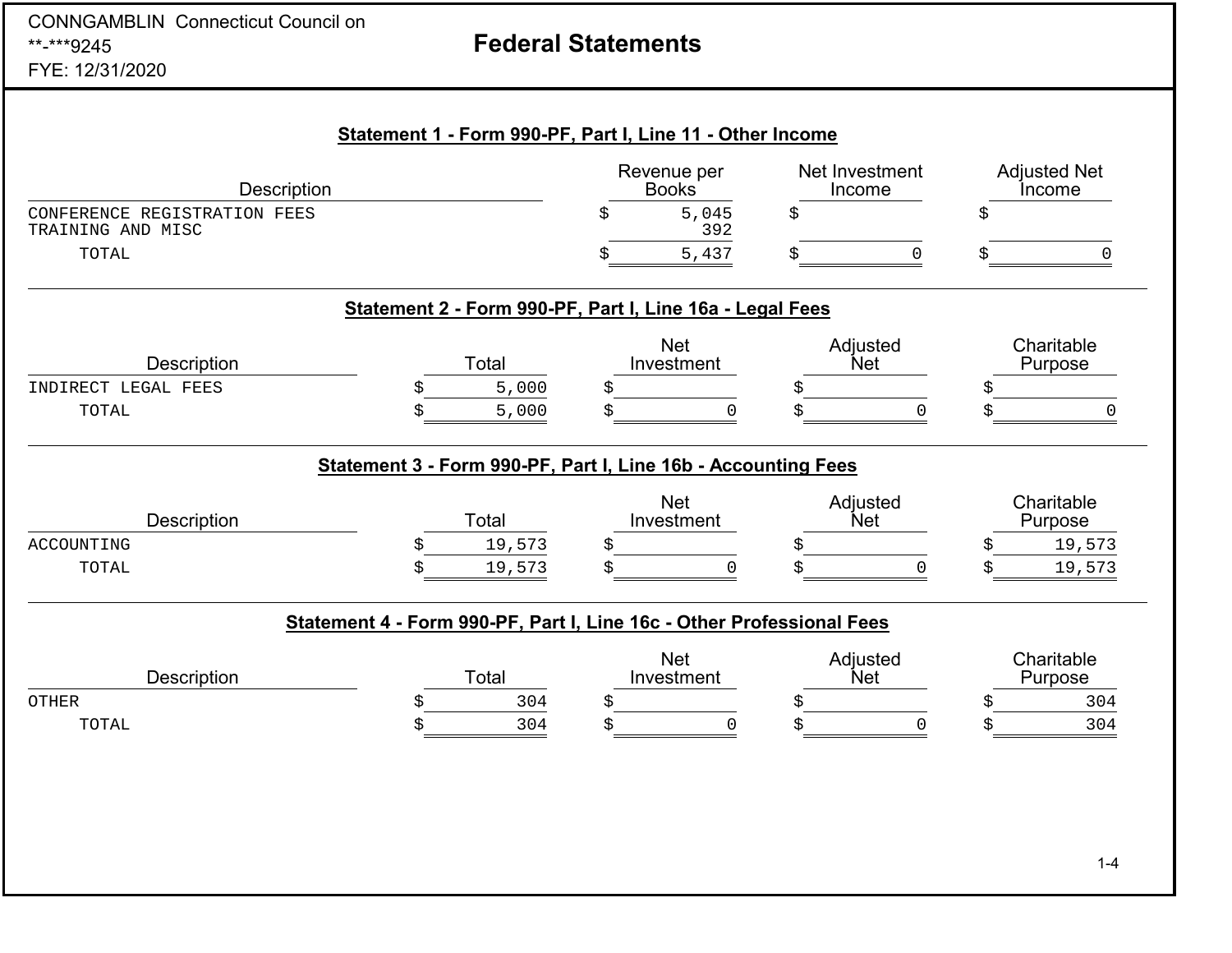CONNGAMBLIN Connecticut Council on
**-***9245
FYE: 12/31/2020

# Federal Statements

## Statement 1 - Form 990-PF, Part I, Line 11 - Other Income

| Description | Revenue per Books | Net Investment Income | Adjusted Net Income |
|---|---|---|---|
| CONFERENCE REGISTRATION FEES | $ 5,045 | $ | $ |
| TRAINING AND MISC | 392 | | |
| TOTAL | $ 5,437 | $ 0 | $ 0 |

## Statement 2 - Form 990-PF, Part I, Line 16a - Legal Fees

| Description | Total | Net Investment | Adjusted Net | Charitable Purpose |
|---|---|---|---|---|
| INDIRECT LEGAL FEES | $ 5,000 | $ | $ | $ |
| TOTAL | $ 5,000 | $ 0 | $ 0 | $ 0 |

## Statement 3 - Form 990-PF, Part I, Line 16b - Accounting Fees

| Description | Total | Net Investment | Adjusted Net | Charitable Purpose |
|---|---|---|---|---|
| ACCOUNTING | $ 19,573 | $ | $ | $ 19,573 |
| TOTAL | $ 19,573 | $ 0 | $ 0 | $ 19,573 |

## Statement 4 - Form 990-PF, Part I, Line 16c - Other Professional Fees

| Description | Total | Net Investment | Adjusted Net | Charitable Purpose |
|---|---|---|---|---|
| OTHER | $ 304 | $ | $ | $ 304 |
| TOTAL | $ 304 | $ 0 | $ 0 | $ 304 |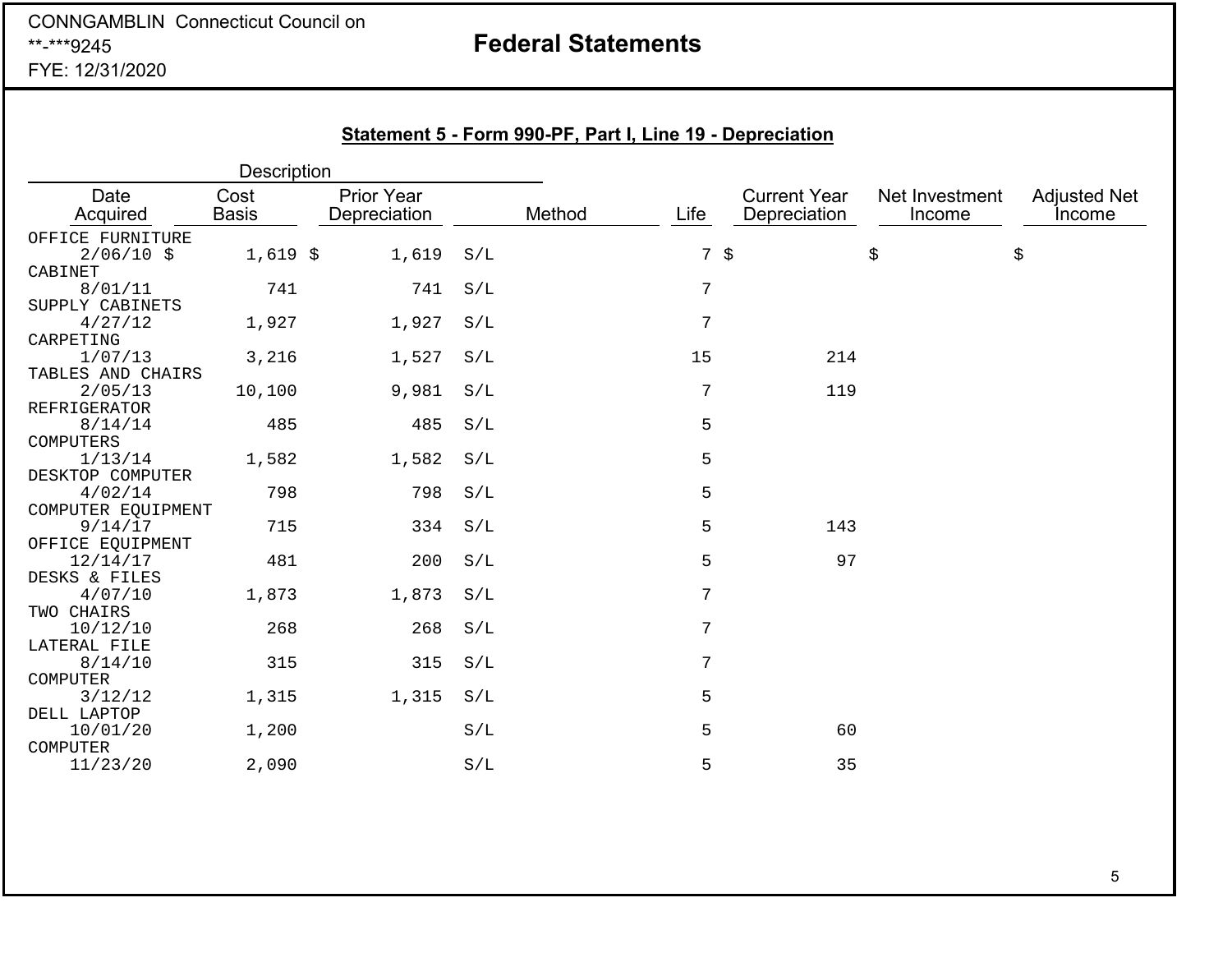CONNGAMBLIN Connecticut Council on
**-***9245
FYE: 12/31/2020

# Federal Statements

## Statement 5 - Form 990-PF, Part I, Line 19 - Depreciation

| Description | | | | | | | |
|---|---|---|---|---|---|---|---|
| Date Acquired | Cost Basis | Prior Year Depreciation | Method | Life | Current Year Depreciation | Net Investment Income | Adjusted Net Income |
| OFFICE FURNITURE | | | | | | | |
| 2/06/10 | $ 1,619 | $ 1,619 | S/L | 7 | $ | $ | $ |
| CABINET | | | | | | | |
| 8/01/11 | 741 | 741 | S/L | 7 | | | |
| SUPPLY CABINETS | | | | | | | |
| 4/27/12 | 1,927 | 1,927 | S/L | 7 | | | |
| CARPETING | | | | | | | |
| 1/07/13 | 3,216 | 1,527 | S/L | 15 | 214 | | |
| TABLES AND CHAIRS | | | | | | | |
| 2/05/13 | 10,100 | 9,981 | S/L | 7 | 119 | | |
| REFRIGERATOR | | | | | | | |
| 8/14/14 | 485 | 485 | S/L | 5 | | | |
| COMPUTERS | | | | | | | |
| 1/13/14 | 1,582 | 1,582 | S/L | 5 | | | |
| DESKTOP COMPUTER | | | | | | | |
| 4/02/14 | 798 | 798 | S/L | 5 | | | |
| COMPUTER EQUIPMENT | | | | | | | |
| 9/14/17 | 715 | 334 | S/L | 5 | 143 | | |
| OFFICE EQUIPMENT | | | | | | | |
| 12/14/17 | 481 | 200 | S/L | 5 | 97 | | |
| DESKS & FILES | | | | | | | |
| 4/07/10 | 1,873 | 1,873 | S/L | 7 | | | |
| TWO CHAIRS | | | | | | | |
| 10/12/10 | 268 | 268 | S/L | 7 | | | |
| LATERAL FILE | | | | | | | |
| 8/14/10 | 315 | 315 | S/L | 7 | | | |
| COMPUTER | | | | | | | |
| 3/12/12 | 1,315 | 1,315 | S/L | 5 | | | |
| DELL LAPTOP | | | | | | | |
| 10/01/20 | 1,200 | | S/L | 5 | 60 | | |
| COMPUTER | | | | | | | |
| 11/23/20 | 2,090 | | S/L | 5 | 35 | | |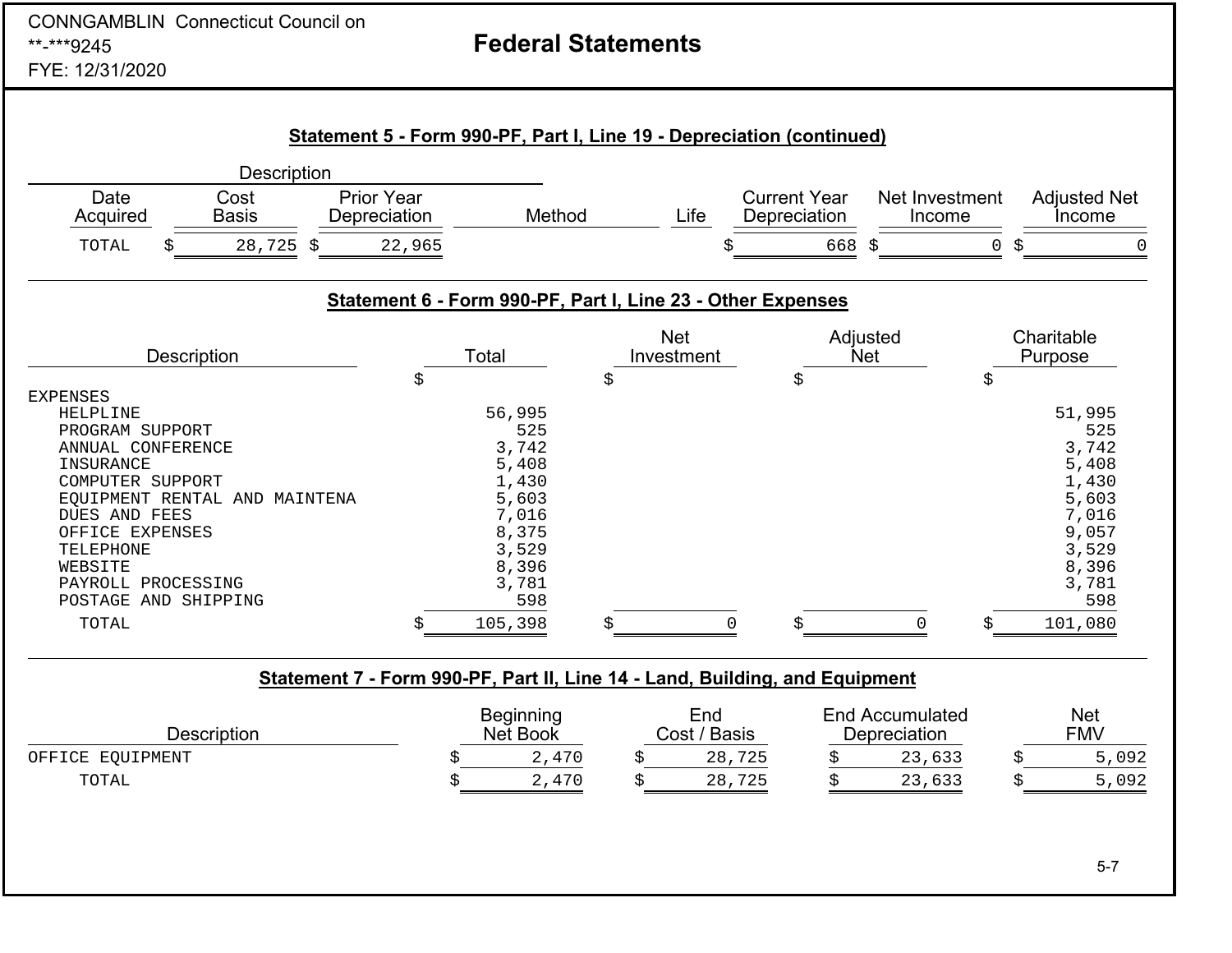CONNGAMBLIN Connecticut Council on
**-***9245
FYE: 12/31/2020

# Federal Statements

## Statement 5 - Form 990-PF, Part I, Line 19 - Depreciation (continued)

| Description | | | | | | | |
|---|---|---|---|---|---|---|---|
| Date Acquired | Cost Basis | Prior Year Depreciation | Method | Life | Current Year Depreciation | Net Investment Income | Adjusted Net Income |
| TOTAL | $ 28,725 | $ 22,965 | | | $ 668 | $ 0 | $ 0 |

## Statement 6 - Form 990-PF, Part I, Line 23 - Other Expenses

| Description | Total | Net Investment | Adjusted Net | Charitable Purpose |
|---|---|---|---|---|
| | $ | $ | $ | $ |
| EXPENSES | | | | |
| HELPLINE | 56,995 | | | 51,995 |
| PROGRAM SUPPORT | 525 | | | 525 |
| ANNUAL CONFERENCE | 3,742 | | | 3,742 |
| INSURANCE | 5,408 | | | 5,408 |
| COMPUTER SUPPORT | 1,430 | | | 1,430 |
| EQUIPMENT RENTAL AND MAINTENA | 5,603 | | | 5,603 |
| DUES AND FEES | 7,016 | | | 7,016 |
| OFFICE EXPENSES | 8,375 | | | 9,057 |
| TELEPHONE | 3,529 | | | 3,529 |
| WEBSITE | 8,396 | | | 8,396 |
| PAYROLL PROCESSING | 3,781 | | | 3,781 |
| POSTAGE AND SHIPPING | 598 | | | 598 |
| TOTAL | $ 105,398 | $ 0 | $ 0 | $ 101,080 |

## Statement 7 - Form 990-PF, Part II, Line 14 - Land, Building, and Equipment

| Description | Beginning Net Book | End Cost / Basis | End Accumulated Depreciation | Net FMV |
|---|---|---|---|---|
| OFFICE EQUIPMENT | $ 2,470 | $ 28,725 | $ 23,633 | $ 5,092 |
| TOTAL | $ 2,470 | $ 28,725 | $ 23,633 | $ 5,092 |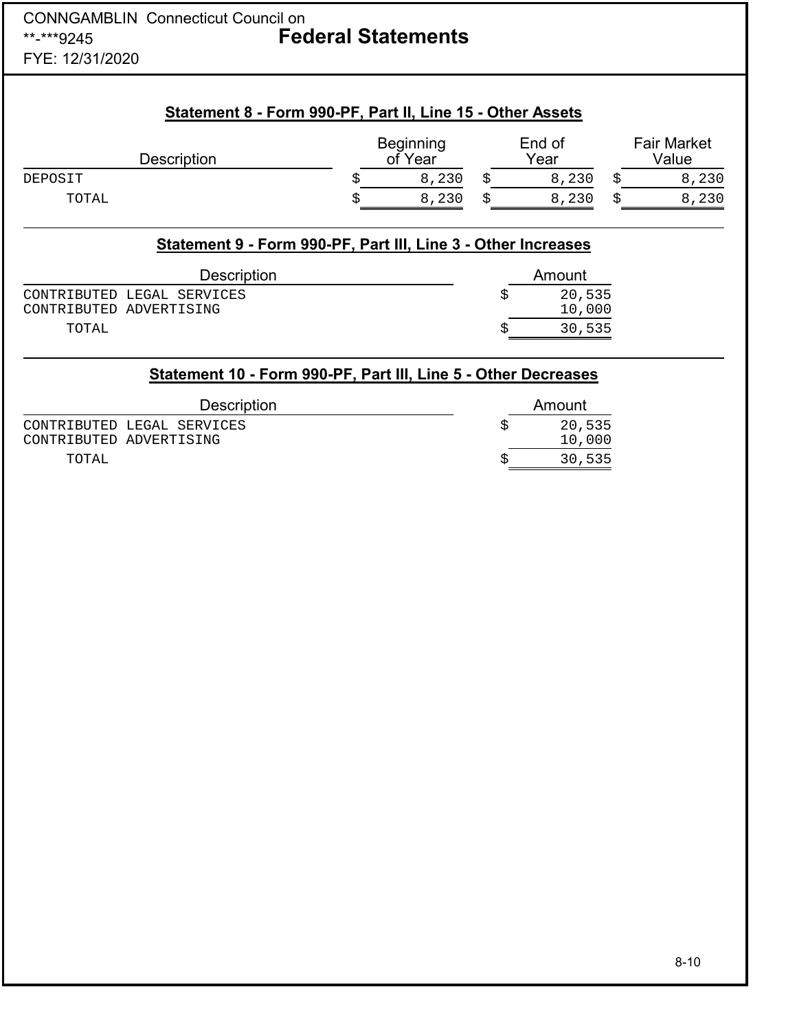CONNGAMBLIN Connecticut Council on
**-***9245
FYE: 12/31/2020

# Federal Statements

## Statement 8 - Form 990-PF, Part II, Line 15 - Other Assets

| Description | Beginning of Year | End of Year | Fair Market Value |
|---|---|---|---|
| DEPOSIT | $ 8,230 | $ 8,230 | $ 8,230 |
| TOTAL | $ 8,230 | $ 8,230 | $ 8,230 |

## Statement 9 - Form 990-PF, Part III, Line 3 - Other Increases

| Description | Amount |
|---|---|
| CONTRIBUTED LEGAL SERVICES | $ 20,535 |
| CONTRIBUTED ADVERTISING | 10,000 |
| TOTAL | $ 30,535 |

## Statement 10 - Form 990-PF, Part III, Line 5 - Other Decreases

| Description | Amount |
|---|---|
| CONTRIBUTED LEGAL SERVICES | $ 20,535 |
| CONTRIBUTED ADVERTISING | 10,000 |
| TOTAL | $ 30,535 |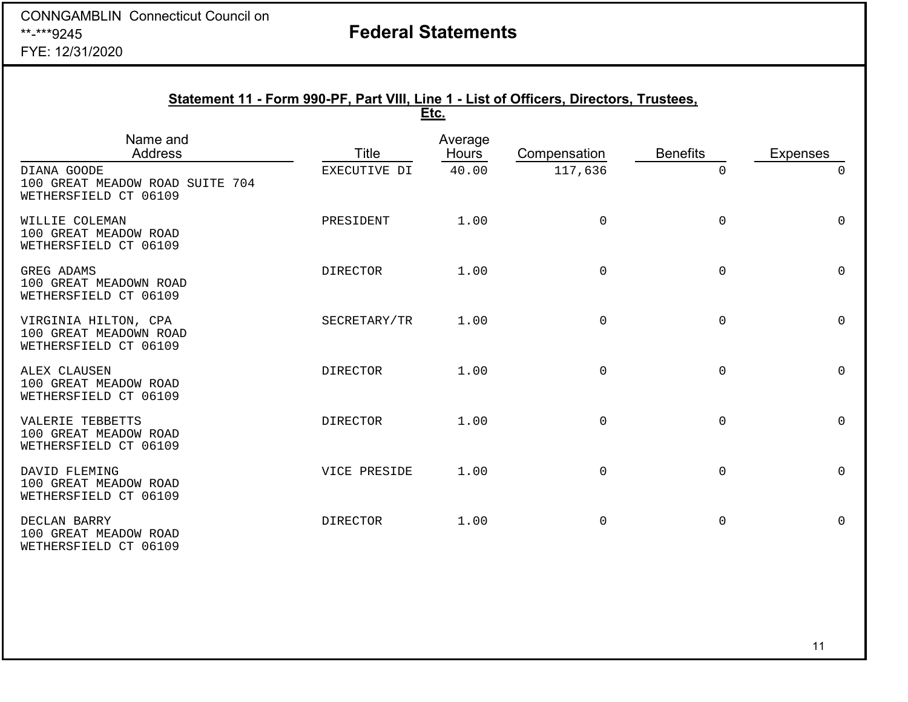CONNGAMBLIN Connecticut Council on
**-***9245
FYE: 12/31/2020

# Federal Statements

## Statement 11 - Form 990-PF, Part VIII, Line 1 - List of Officers, Directors, Trustees, Etc.

| Name and Address | Title | Average Hours | Compensation | Benefits | Expenses |
|---|---|---|---|---|---|
| DIANA GOODE<br>100 GREAT MEADOW ROAD SUITE 704<br>WETHERSFIELD CT 06109 | EXECUTIVE DI | 40.00 | 117,636 | 0 | 0 |
| WILLIE COLEMAN<br>100 GREAT MEADOW ROAD<br>WETHERSFIELD CT 06109 | PRESIDENT | 1.00 | 0 | 0 | 0 |
| GREG ADAMS<br>100 GREAT MEADOWN ROAD<br>WETHERSFIELD CT 06109 | DIRECTOR | 1.00 | 0 | 0 | 0 |
| VIRGINIA HILTON, CPA<br>100 GREAT MEADOWN ROAD<br>WETHERSFIELD CT 06109 | SECRETARY/TR | 1.00 | 0 | 0 | 0 |
| ALEX CLAUSEN<br>100 GREAT MEADOW ROAD<br>WETHERSFIELD CT 06109 | DIRECTOR | 1.00 | 0 | 0 | 0 |
| VALERIE TEBBETTS<br>100 GREAT MEADOW ROAD<br>WETHERSFIELD CT 06109 | DIRECTOR | 1.00 | 0 | 0 | 0 |
| DAVID FLEMING<br>100 GREAT MEADOW ROAD<br>WETHERSFIELD CT 06109 | VICE PRESIDE | 1.00 | 0 | 0 | 0 |
| DECLAN BARRY<br>100 GREAT MEADOW ROAD<br>WETHERSFIELD CT 06109 | DIRECTOR | 1.00 | 0 | 0 | 0 |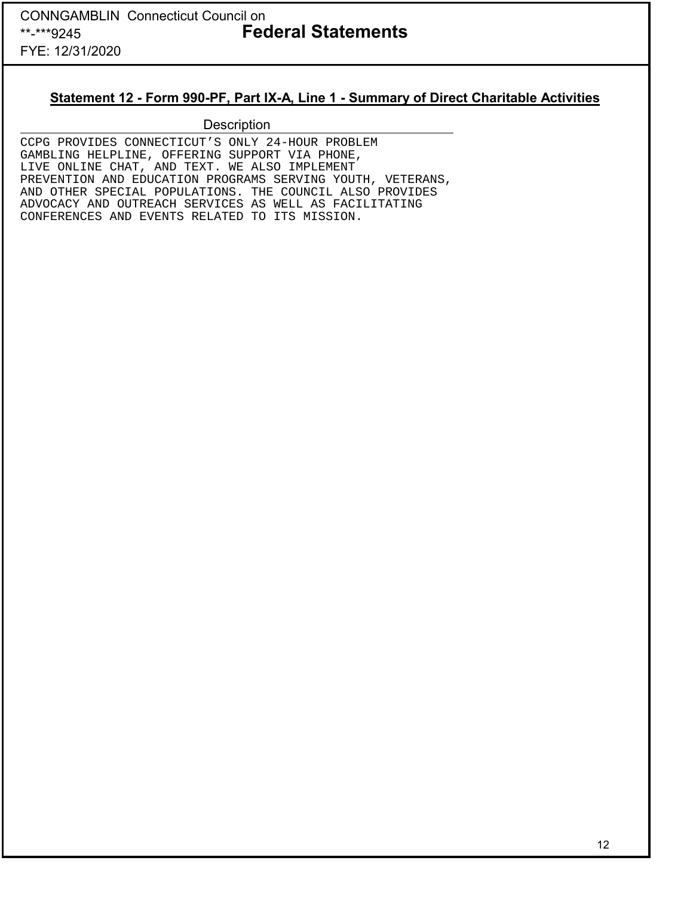CONNGAMBLIN Connecticut Council on
**-***9245
FYE: 12/31/2020

# Federal Statements

## Statement 12 - Form 990-PF, Part IX-A, Line 1 - Summary of Direct Charitable Activities

| Description |
|---|
| CCPG PROVIDES CONNECTICUT'S ONLY 24-HOUR PROBLEM GAMBLING HELPLINE, OFFERING SUPPORT VIA PHONE, LIVE ONLINE CHAT, AND TEXT. WE ALSO IMPLEMENT PREVENTION AND EDUCATION PROGRAMS SERVING YOUTH, VETERANS, AND OTHER SPECIAL POPULATIONS. THE COUNCIL ALSO PROVIDES ADVOCACY AND OUTREACH SERVICES AS WELL AS FACILITATING CONFERENCES AND EVENTS RELATED TO ITS MISSION. |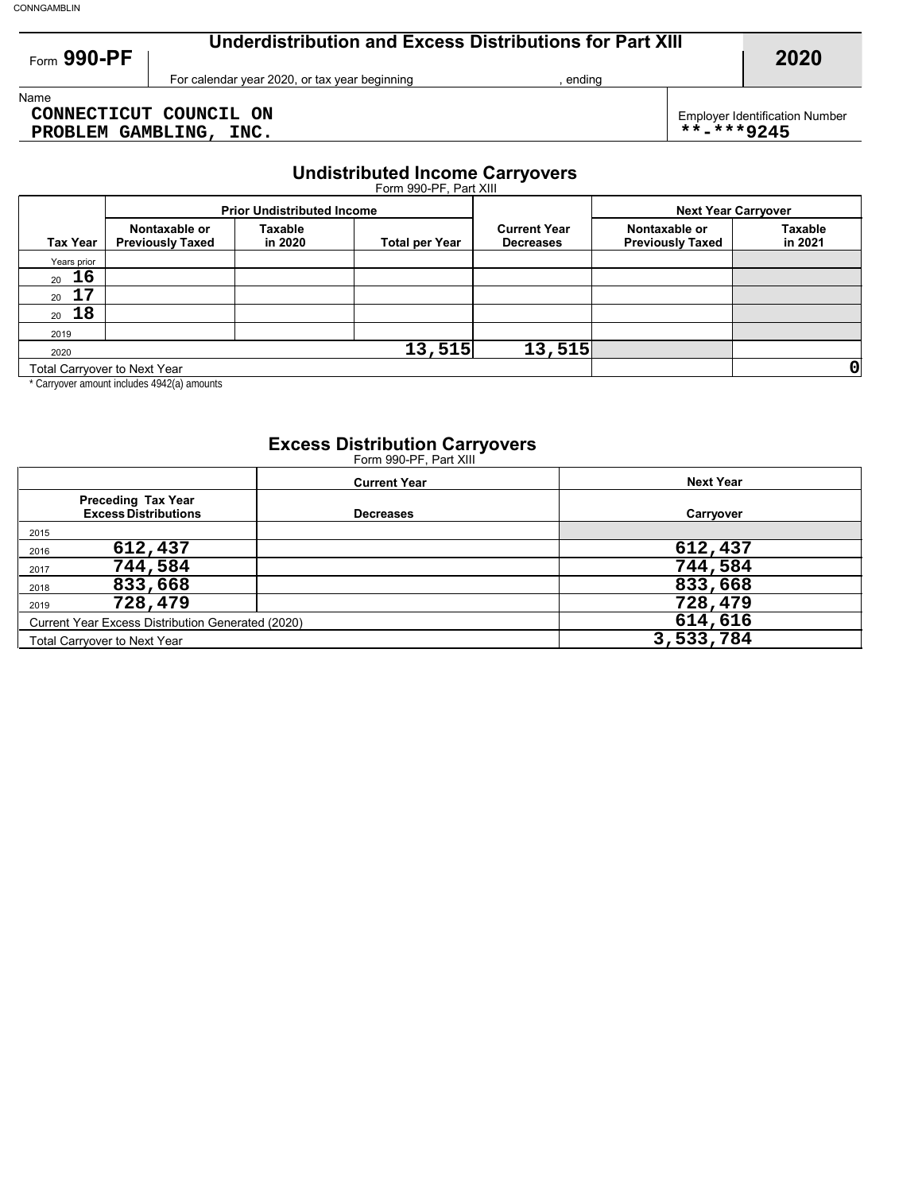Form **990-PF**

# Underdistribution and Excess Distributions for Part XIII

**2020**

For calendar year 2020, or tax year beginning , ending

Name
**CONNECTICUT COUNCIL ON PROBLEM GAMBLING, INC.**

Employer Identification Number
**\*\*-\*\*\*9245**

## Undistributed Income Carryovers

Form 990-PF, Part XIII

| | Prior Undistributed Income | | | | Next Year Carryover | |
|---|---|---|---|---|---|---|
| Tax Year | Nontaxable or Previously Taxed | Taxable in 2020 | Total per Year | Current Year Decreases | Nontaxable or Previously Taxed | Taxable in 2021 |
| Years prior | | | | | | |
| 20 16 | | | | | | |
| 20 17 | | | | | | |
| 20 18 | | | | | | |
| 2019 | | | | | | |
| 2020 | | | 13,515 | 13,515 | | |
| Total Carryover to Next Year | | | | | | 0 |

\* Carryover amount includes 4942(a) amounts

## Excess Distribution Carryovers

Form 990-PF, Part XIII

| | Current Year | Next Year |
|---|---|---|
| Preceding Tax Year Excess Distributions | Decreases | Carryover |
| 2015 | | |
| 2016 612,437 | | 612,437 |
| 2017 744,584 | | 744,584 |
| 2018 833,668 | | 833,668 |
| 2019 728,479 | | 728,479 |
| Current Year Excess Distribution Generated (2020) | | 614,616 |
| Total Carryover to Next Year | | 3,533,784 |